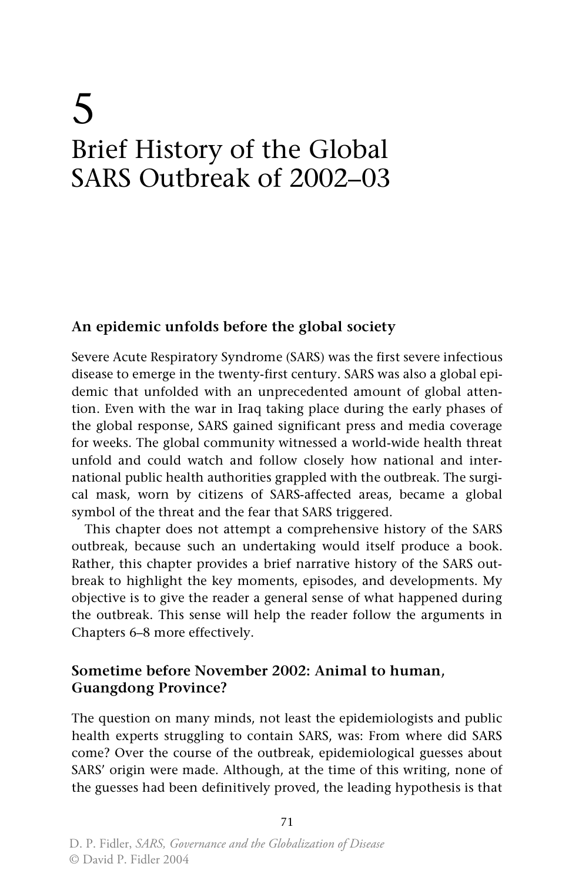# 5
# Brief History of the Global SARS Outbreak of 2002–03

## An epidemic unfolds before the global society

Severe Acute Respiratory Syndrome (SARS) was the first severe infectious disease to emerge in the twenty-first century. SARS was also a global epidemic that unfolded with an unprecedented amount of global attention. Even with the war in Iraq taking place during the early phases of the global response, SARS gained significant press and media coverage for weeks. The global community witnessed a world-wide health threat unfold and could watch and follow closely how national and international public health authorities grappled with the outbreak. The surgical mask, worn by citizens of SARS-affected areas, became a global symbol of the threat and the fear that SARS triggered.

This chapter does not attempt a comprehensive history of the SARS outbreak, because such an undertaking would itself produce a book. Rather, this chapter provides a brief narrative history of the SARS outbreak to highlight the key moments, episodes, and developments. My objective is to give the reader a general sense of what happened during the outbreak. This sense will help the reader follow the arguments in Chapters 6–8 more effectively.

## Sometime before November 2002: Animal to human, Guangdong Province?

The question on many minds, not least the epidemiologists and public health experts struggling to contain SARS, was: From where did SARS come? Over the course of the outbreak, epidemiological guesses about SARS' origin were made. Although, at the time of this writing, none of the guesses had been definitively proved, the leading hypothesis is that

D. P. Fidler, *SARS, Governance and the Globalization of Disease*
© David P. Fidler 2004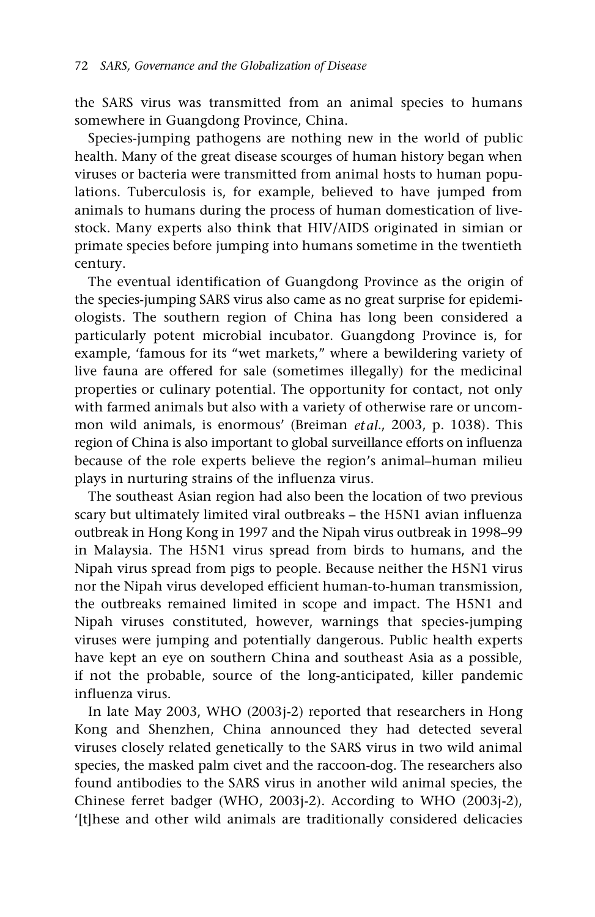the SARS virus was transmitted from an animal species to humans somewhere in Guangdong Province, China.

Species-jumping pathogens are nothing new in the world of public health. Many of the great disease scourges of human history began when viruses or bacteria were transmitted from animal hosts to human populations. Tuberculosis is, for example, believed to have jumped from animals to humans during the process of human domestication of livestock. Many experts also think that HIV/AIDS originated in simian or primate species before jumping into humans sometime in the twentieth century.

The eventual identification of Guangdong Province as the origin of the species-jumping SARS virus also came as no great surprise for epidemiologists. The southern region of China has long been considered a particularly potent microbial incubator. Guangdong Province is, for example, 'famous for its "wet markets," where a bewildering variety of live fauna are offered for sale (sometimes illegally) for the medicinal properties or culinary potential. The opportunity for contact, not only with farmed animals but also with a variety of otherwise rare or uncommon wild animals, is enormous' (Breiman *et al.*, 2003, p. 1038). This region of China is also important to global surveillance efforts on influenza because of the role experts believe the region's animal–human milieu plays in nurturing strains of the influenza virus.

The southeast Asian region had also been the location of two previous scary but ultimately limited viral outbreaks – the H5N1 avian influenza outbreak in Hong Kong in 1997 and the Nipah virus outbreak in 1998–99 in Malaysia. The H5N1 virus spread from birds to humans, and the Nipah virus spread from pigs to people. Because neither the H5N1 virus nor the Nipah virus developed efficient human-to-human transmission, the outbreaks remained limited in scope and impact. The H5N1 and Nipah viruses constituted, however, warnings that species-jumping viruses were jumping and potentially dangerous. Public health experts have kept an eye on southern China and southeast Asia as a possible, if not the probable, source of the long-anticipated, killer pandemic influenza virus.

In late May 2003, WHO (2003j-2) reported that researchers in Hong Kong and Shenzhen, China announced they had detected several viruses closely related genetically to the SARS virus in two wild animal species, the masked palm civet and the raccoon-dog. The researchers also found antibodies to the SARS virus in another wild animal species, the Chinese ferret badger (WHO, 2003j-2). According to WHO (2003j-2), '[t]hese and other wild animals are traditionally considered delicacies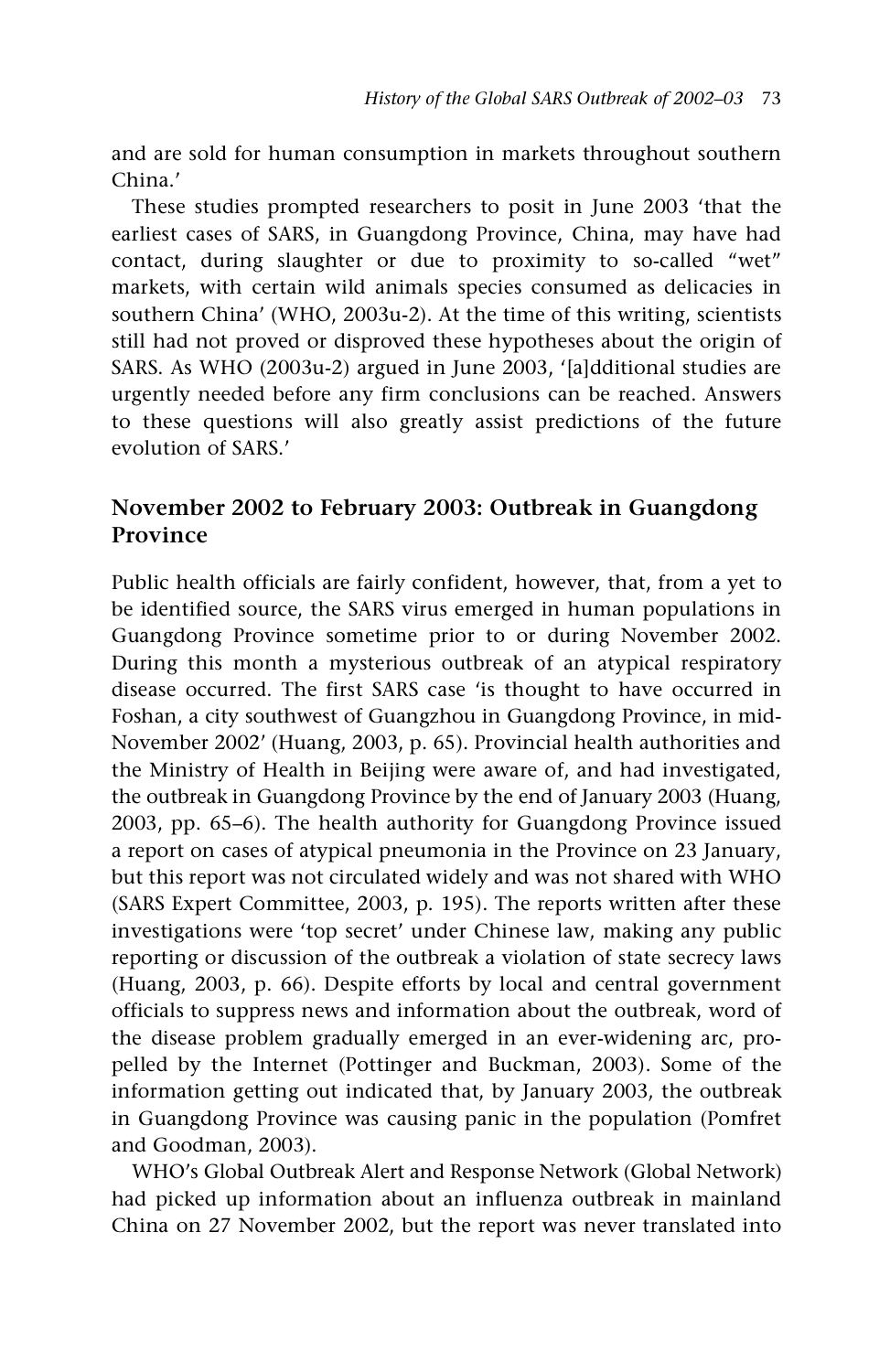and are sold for human consumption in markets throughout southern China.'

These studies prompted researchers to posit in June 2003 'that the earliest cases of SARS, in Guangdong Province, China, may have had contact, during slaughter or due to proximity to so-called "wet" markets, with certain wild animals species consumed as delicacies in southern China' (WHO, 2003u-2). At the time of this writing, scientists still had not proved or disproved these hypotheses about the origin of SARS. As WHO (2003u-2) argued in June 2003, '[a]dditional studies are urgently needed before any firm conclusions can be reached. Answers to these questions will also greatly assist predictions of the future evolution of SARS.'

## November 2002 to February 2003: Outbreak in Guangdong Province

Public health officials are fairly confident, however, that, from a yet to be identified source, the SARS virus emerged in human populations in Guangdong Province sometime prior to or during November 2002. During this month a mysterious outbreak of an atypical respiratory disease occurred. The first SARS case 'is thought to have occurred in Foshan, a city southwest of Guangzhou in Guangdong Province, in mid-November 2002' (Huang, 2003, p. 65). Provincial health authorities and the Ministry of Health in Beijing were aware of, and had investigated, the outbreak in Guangdong Province by the end of January 2003 (Huang, 2003, pp. 65–6). The health authority for Guangdong Province issued a report on cases of atypical pneumonia in the Province on 23 January, but this report was not circulated widely and was not shared with WHO (SARS Expert Committee, 2003, p. 195). The reports written after these investigations were 'top secret' under Chinese law, making any public reporting or discussion of the outbreak a violation of state secrecy laws (Huang, 2003, p. 66). Despite efforts by local and central government officials to suppress news and information about the outbreak, word of the disease problem gradually emerged in an ever-widening arc, propelled by the Internet (Pottinger and Buckman, 2003). Some of the information getting out indicated that, by January 2003, the outbreak in Guangdong Province was causing panic in the population (Pomfret and Goodman, 2003).

WHO's Global Outbreak Alert and Response Network (Global Network) had picked up information about an influenza outbreak in mainland China on 27 November 2002, but the report was never translated into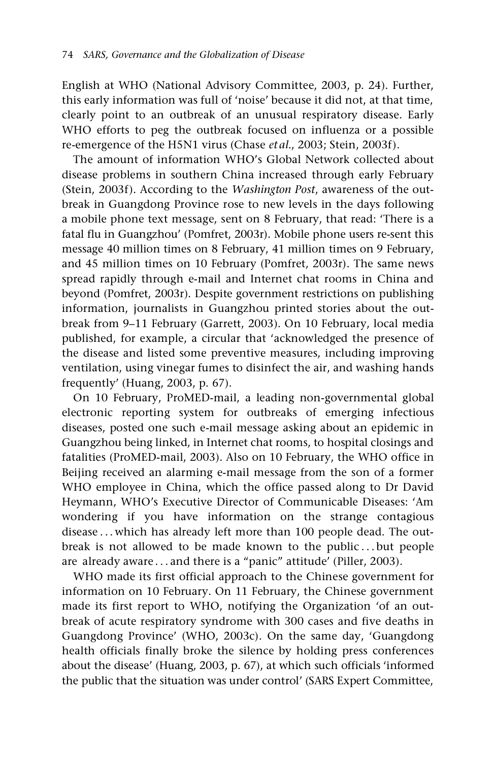English at WHO (National Advisory Committee, 2003, p. 24). Further, this early information was full of 'noise' because it did not, at that time, clearly point to an outbreak of an unusual respiratory disease. Early WHO efforts to peg the outbreak focused on influenza or a possible re-emergence of the H5N1 virus (Chase *et al.*, 2003; Stein, 2003f).

The amount of information WHO's Global Network collected about disease problems in southern China increased through early February (Stein, 2003f). According to the *Washington Post*, awareness of the outbreak in Guangdong Province rose to new levels in the days following a mobile phone text message, sent on 8 February, that read: 'There is a fatal flu in Guangzhou' (Pomfret, 2003r). Mobile phone users re-sent this message 40 million times on 8 February, 41 million times on 9 February, and 45 million times on 10 February (Pomfret, 2003r). The same news spread rapidly through e-mail and Internet chat rooms in China and beyond (Pomfret, 2003r). Despite government restrictions on publishing information, journalists in Guangzhou printed stories about the outbreak from 9–11 February (Garrett, 2003). On 10 February, local media published, for example, a circular that 'acknowledged the presence of the disease and listed some preventive measures, including improving ventilation, using vinegar fumes to disinfect the air, and washing hands frequently' (Huang, 2003, p. 67).

On 10 February, ProMED-mail, a leading non-governmental global electronic reporting system for outbreaks of emerging infectious diseases, posted one such e-mail message asking about an epidemic in Guangzhou being linked, in Internet chat rooms, to hospital closings and fatalities (ProMED-mail, 2003). Also on 10 February, the WHO office in Beijing received an alarming e-mail message from the son of a former WHO employee in China, which the office passed along to Dr David Heymann, WHO's Executive Director of Communicable Diseases: 'Am wondering if you have information on the strange contagious disease . . . which has already left more than 100 people dead. The outbreak is not allowed to be made known to the public . . . but people are already aware . . . and there is a "panic" attitude' (Piller, 2003).

WHO made its first official approach to the Chinese government for information on 10 February. On 11 February, the Chinese government made its first report to WHO, notifying the Organization 'of an outbreak of acute respiratory syndrome with 300 cases and five deaths in Guangdong Province' (WHO, 2003c). On the same day, 'Guangdong health officials finally broke the silence by holding press conferences about the disease' (Huang, 2003, p. 67), at which such officials 'informed the public that the situation was under control' (SARS Expert Committee,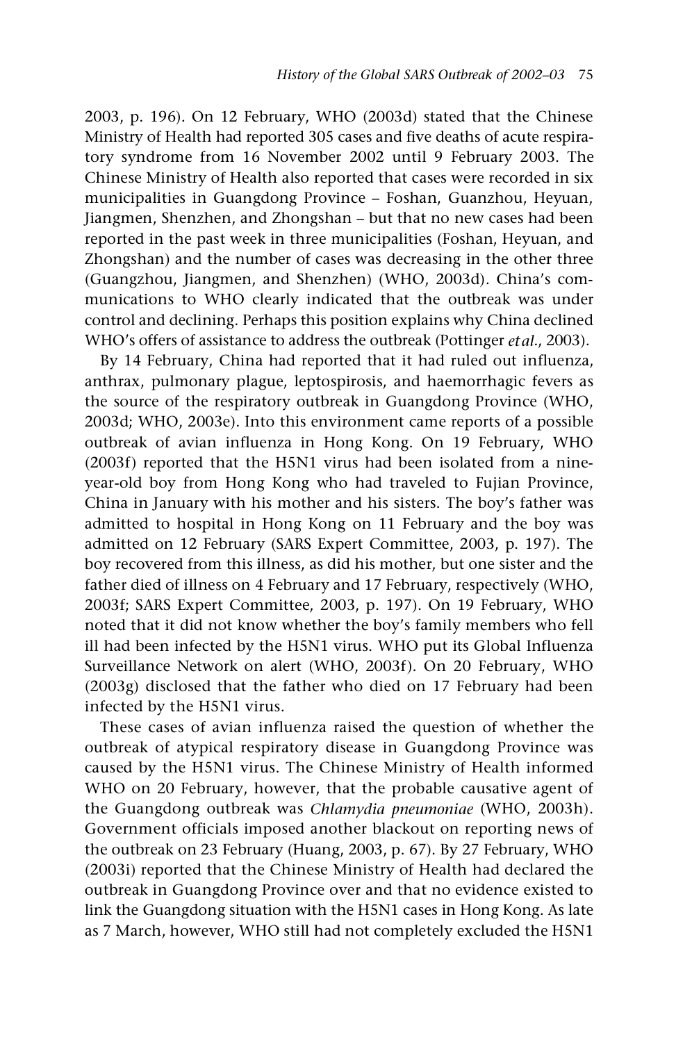2003, p. 196). On 12 February, WHO (2003d) stated that the Chinese Ministry of Health had reported 305 cases and five deaths of acute respiratory syndrome from 16 November 2002 until 9 February 2003. The Chinese Ministry of Health also reported that cases were recorded in six municipalities in Guangdong Province – Foshan, Guanzhou, Heyuan, Jiangmen, Shenzhen, and Zhongshan – but that no new cases had been reported in the past week in three municipalities (Foshan, Heyuan, and Zhongshan) and the number of cases was decreasing in the other three (Guangzhou, Jiangmen, and Shenzhen) (WHO, 2003d). China's communications to WHO clearly indicated that the outbreak was under control and declining. Perhaps this position explains why China declined WHO's offers of assistance to address the outbreak (Pottinger *et al.*, 2003).

By 14 February, China had reported that it had ruled out influenza, anthrax, pulmonary plague, leptospirosis, and haemorrhagic fevers as the source of the respiratory outbreak in Guangdong Province (WHO, 2003d; WHO, 2003e). Into this environment came reports of a possible outbreak of avian influenza in Hong Kong. On 19 February, WHO (2003f) reported that the H5N1 virus had been isolated from a nine-year-old boy from Hong Kong who had traveled to Fujian Province, China in January with his mother and his sisters. The boy's father was admitted to hospital in Hong Kong on 11 February and the boy was admitted on 12 February (SARS Expert Committee, 2003, p. 197). The boy recovered from this illness, as did his mother, but one sister and the father died of illness on 4 February and 17 February, respectively (WHO, 2003f; SARS Expert Committee, 2003, p. 197). On 19 February, WHO noted that it did not know whether the boy's family members who fell ill had been infected by the H5N1 virus. WHO put its Global Influenza Surveillance Network on alert (WHO, 2003f). On 20 February, WHO (2003g) disclosed that the father who died on 17 February had been infected by the H5N1 virus.

These cases of avian influenza raised the question of whether the outbreak of atypical respiratory disease in Guangdong Province was caused by the H5N1 virus. The Chinese Ministry of Health informed WHO on 20 February, however, that the probable causative agent of the Guangdong outbreak was *Chlamydia pneumoniae* (WHO, 2003h). Government officials imposed another blackout on reporting news of the outbreak on 23 February (Huang, 2003, p. 67). By 27 February, WHO (2003i) reported that the Chinese Ministry of Health had declared the outbreak in Guangdong Province over and that no evidence existed to link the Guangdong situation with the H5N1 cases in Hong Kong. As late as 7 March, however, WHO still had not completely excluded the H5N1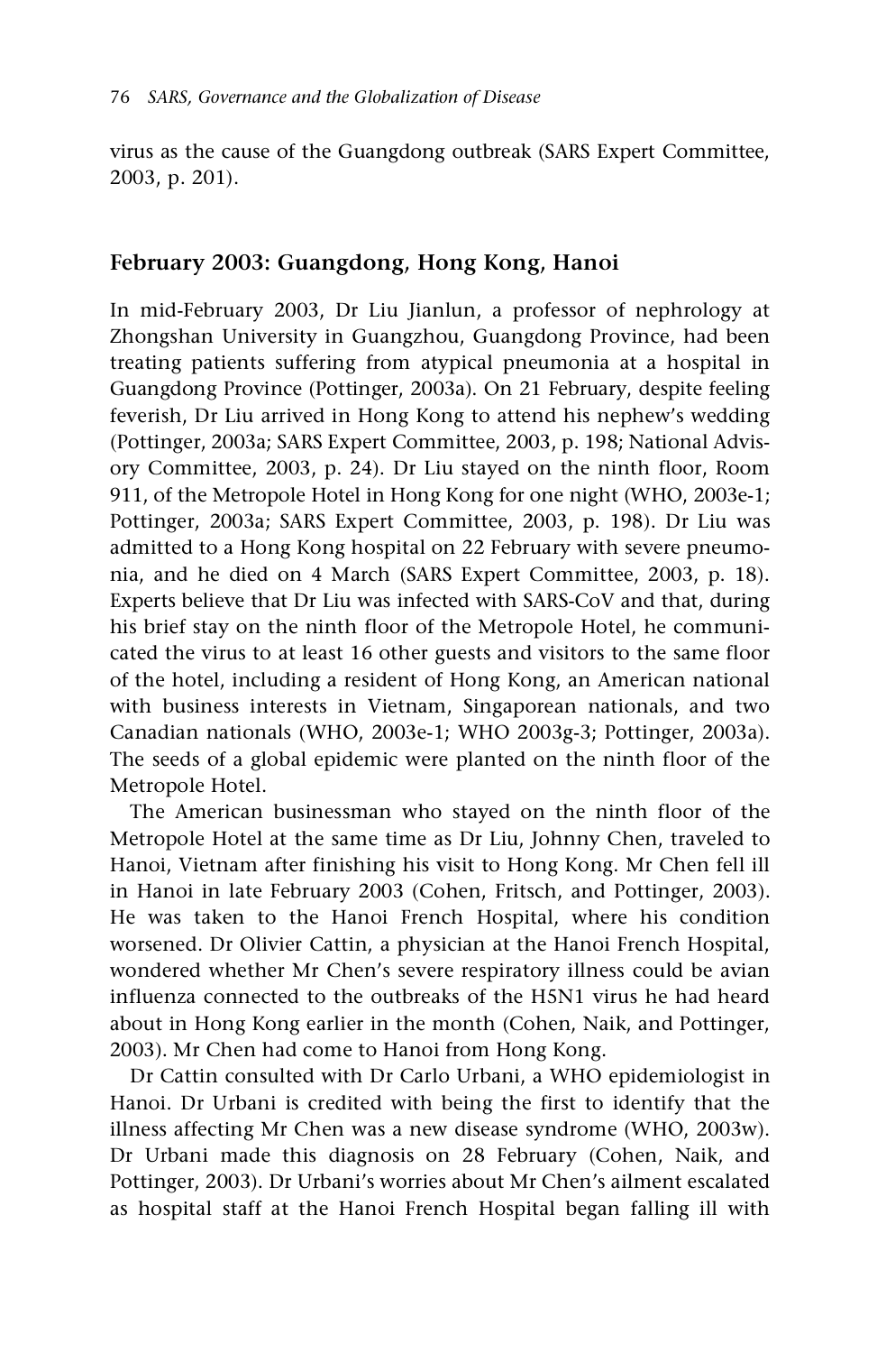virus as the cause of the Guangdong outbreak (SARS Expert Committee, 2003, p. 201).

## February 2003: Guangdong, Hong Kong, Hanoi

In mid-February 2003, Dr Liu Jianlun, a professor of nephrology at Zhongshan University in Guangzhou, Guangdong Province, had been treating patients suffering from atypical pneumonia at a hospital in Guangdong Province (Pottinger, 2003a). On 21 February, despite feeling feverish, Dr Liu arrived in Hong Kong to attend his nephew's wedding (Pottinger, 2003a; SARS Expert Committee, 2003, p. 198; National Advisory Committee, 2003, p. 24). Dr Liu stayed on the ninth floor, Room 911, of the Metropole Hotel in Hong Kong for one night (WHO, 2003e-1; Pottinger, 2003a; SARS Expert Committee, 2003, p. 198). Dr Liu was admitted to a Hong Kong hospital on 22 February with severe pneumonia, and he died on 4 March (SARS Expert Committee, 2003, p. 18). Experts believe that Dr Liu was infected with SARS-CoV and that, during his brief stay on the ninth floor of the Metropole Hotel, he communicated the virus to at least 16 other guests and visitors to the same floor of the hotel, including a resident of Hong Kong, an American national with business interests in Vietnam, Singaporean nationals, and two Canadian nationals (WHO, 2003e-1; WHO 2003g-3; Pottinger, 2003a). The seeds of a global epidemic were planted on the ninth floor of the Metropole Hotel.

The American businessman who stayed on the ninth floor of the Metropole Hotel at the same time as Dr Liu, Johnny Chen, traveled to Hanoi, Vietnam after finishing his visit to Hong Kong. Mr Chen fell ill in Hanoi in late February 2003 (Cohen, Fritsch, and Pottinger, 2003). He was taken to the Hanoi French Hospital, where his condition worsened. Dr Olivier Cattin, a physician at the Hanoi French Hospital, wondered whether Mr Chen's severe respiratory illness could be avian influenza connected to the outbreaks of the H5N1 virus he had heard about in Hong Kong earlier in the month (Cohen, Naik, and Pottinger, 2003). Mr Chen had come to Hanoi from Hong Kong.

Dr Cattin consulted with Dr Carlo Urbani, a WHO epidemiologist in Hanoi. Dr Urbani is credited with being the first to identify that the illness affecting Mr Chen was a new disease syndrome (WHO, 2003w). Dr Urbani made this diagnosis on 28 February (Cohen, Naik, and Pottinger, 2003). Dr Urbani's worries about Mr Chen's ailment escalated as hospital staff at the Hanoi French Hospital began falling ill with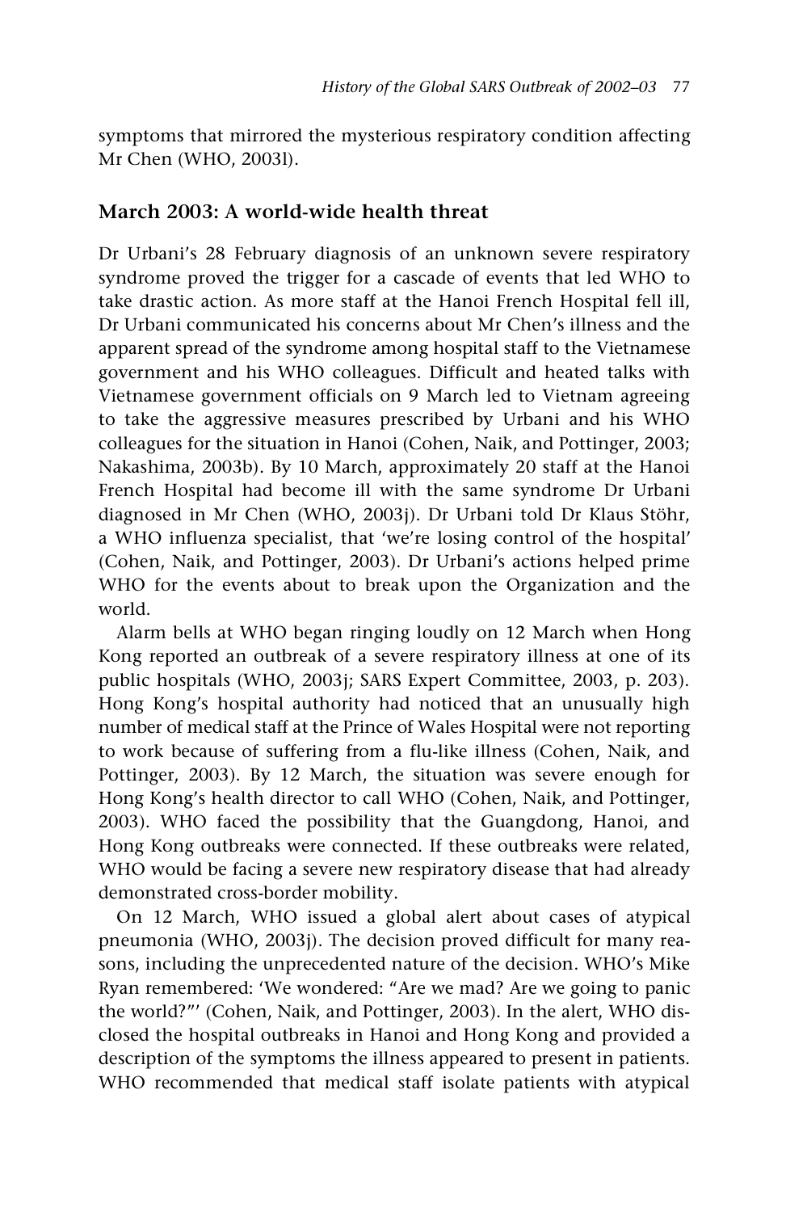symptoms that mirrored the mysterious respiratory condition affecting Mr Chen (WHO, 2003l).

## March 2003: A world-wide health threat

Dr Urbani's 28 February diagnosis of an unknown severe respiratory syndrome proved the trigger for a cascade of events that led WHO to take drastic action. As more staff at the Hanoi French Hospital fell ill, Dr Urbani communicated his concerns about Mr Chen's illness and the apparent spread of the syndrome among hospital staff to the Vietnamese government and his WHO colleagues. Difficult and heated talks with Vietnamese government officials on 9 March led to Vietnam agreeing to take the aggressive measures prescribed by Urbani and his WHO colleagues for the situation in Hanoi (Cohen, Naik, and Pottinger, 2003; Nakashima, 2003b). By 10 March, approximately 20 staff at the Hanoi French Hospital had become ill with the same syndrome Dr Urbani diagnosed in Mr Chen (WHO, 2003j). Dr Urbani told Dr Klaus Stöhr, a WHO influenza specialist, that 'we're losing control of the hospital' (Cohen, Naik, and Pottinger, 2003). Dr Urbani's actions helped prime WHO for the events about to break upon the Organization and the world.

Alarm bells at WHO began ringing loudly on 12 March when Hong Kong reported an outbreak of a severe respiratory illness at one of its public hospitals (WHO, 2003j; SARS Expert Committee, 2003, p. 203). Hong Kong's hospital authority had noticed that an unusually high number of medical staff at the Prince of Wales Hospital were not reporting to work because of suffering from a flu-like illness (Cohen, Naik, and Pottinger, 2003). By 12 March, the situation was severe enough for Hong Kong's health director to call WHO (Cohen, Naik, and Pottinger, 2003). WHO faced the possibility that the Guangdong, Hanoi, and Hong Kong outbreaks were connected. If these outbreaks were related, WHO would be facing a severe new respiratory disease that had already demonstrated cross-border mobility.

On 12 March, WHO issued a global alert about cases of atypical pneumonia (WHO, 2003j). The decision proved difficult for many reasons, including the unprecedented nature of the decision. WHO's Mike Ryan remembered: 'We wondered: "Are we mad? Are we going to panic the world?"' (Cohen, Naik, and Pottinger, 2003). In the alert, WHO disclosed the hospital outbreaks in Hanoi and Hong Kong and provided a description of the symptoms the illness appeared to present in patients. WHO recommended that medical staff isolate patients with atypical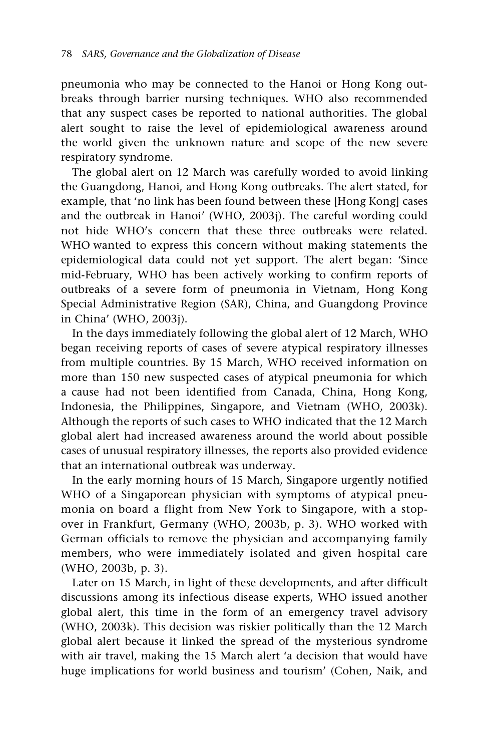pneumonia who may be connected to the Hanoi or Hong Kong outbreaks through barrier nursing techniques. WHO also recommended that any suspect cases be reported to national authorities. The global alert sought to raise the level of epidemiological awareness around the world given the unknown nature and scope of the new severe respiratory syndrome.

The global alert on 12 March was carefully worded to avoid linking the Guangdong, Hanoi, and Hong Kong outbreaks. The alert stated, for example, that 'no link has been found between these [Hong Kong] cases and the outbreak in Hanoi' (WHO, 2003j). The careful wording could not hide WHO's concern that these three outbreaks were related. WHO wanted to express this concern without making statements the epidemiological data could not yet support. The alert began: 'Since mid-February, WHO has been actively working to confirm reports of outbreaks of a severe form of pneumonia in Vietnam, Hong Kong Special Administrative Region (SAR), China, and Guangdong Province in China' (WHO, 2003j).

In the days immediately following the global alert of 12 March, WHO began receiving reports of cases of severe atypical respiratory illnesses from multiple countries. By 15 March, WHO received information on more than 150 new suspected cases of atypical pneumonia for which a cause had not been identified from Canada, China, Hong Kong, Indonesia, the Philippines, Singapore, and Vietnam (WHO, 2003k). Although the reports of such cases to WHO indicated that the 12 March global alert had increased awareness around the world about possible cases of unusual respiratory illnesses, the reports also provided evidence that an international outbreak was underway.

In the early morning hours of 15 March, Singapore urgently notified WHO of a Singaporean physician with symptoms of atypical pneumonia on board a flight from New York to Singapore, with a stopover in Frankfurt, Germany (WHO, 2003b, p. 3). WHO worked with German officials to remove the physician and accompanying family members, who were immediately isolated and given hospital care (WHO, 2003b, p. 3).

Later on 15 March, in light of these developments, and after difficult discussions among its infectious disease experts, WHO issued another global alert, this time in the form of an emergency travel advisory (WHO, 2003k). This decision was riskier politically than the 12 March global alert because it linked the spread of the mysterious syndrome with air travel, making the 15 March alert 'a decision that would have huge implications for world business and tourism' (Cohen, Naik, and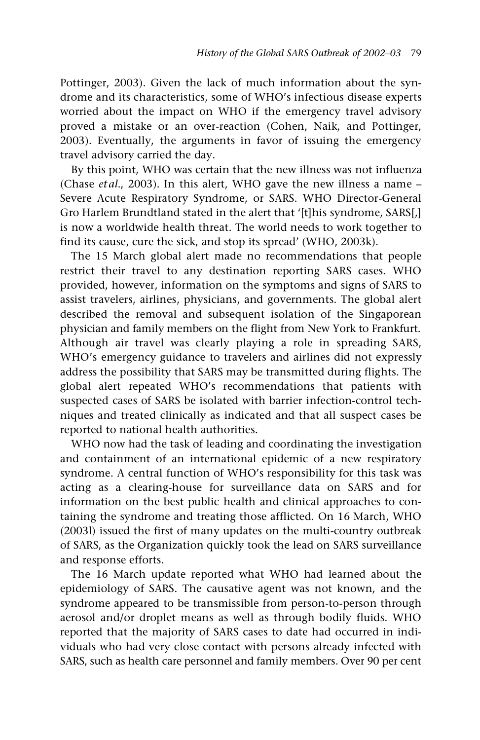Pottinger, 2003). Given the lack of much information about the syndrome and its characteristics, some of WHO's infectious disease experts worried about the impact on WHO if the emergency travel advisory proved a mistake or an over-reaction (Cohen, Naik, and Pottinger, 2003). Eventually, the arguments in favor of issuing the emergency travel advisory carried the day.

By this point, WHO was certain that the new illness was not influenza (Chase *et al.*, 2003). In this alert, WHO gave the new illness a name – Severe Acute Respiratory Syndrome, or SARS. WHO Director-General Gro Harlem Brundtland stated in the alert that '[t]his syndrome, SARS[,] is now a worldwide health threat. The world needs to work together to find its cause, cure the sick, and stop its spread' (WHO, 2003k).

The 15 March global alert made no recommendations that people restrict their travel to any destination reporting SARS cases. WHO provided, however, information on the symptoms and signs of SARS to assist travelers, airlines, physicians, and governments. The global alert described the removal and subsequent isolation of the Singaporean physician and family members on the flight from New York to Frankfurt. Although air travel was clearly playing a role in spreading SARS, WHO's emergency guidance to travelers and airlines did not expressly address the possibility that SARS may be transmitted during flights. The global alert repeated WHO's recommendations that patients with suspected cases of SARS be isolated with barrier infection-control techniques and treated clinically as indicated and that all suspect cases be reported to national health authorities.

WHO now had the task of leading and coordinating the investigation and containment of an international epidemic of a new respiratory syndrome. A central function of WHO's responsibility for this task was acting as a clearing-house for surveillance data on SARS and for information on the best public health and clinical approaches to containing the syndrome and treating those afflicted. On 16 March, WHO (2003l) issued the first of many updates on the multi-country outbreak of SARS, as the Organization quickly took the lead on SARS surveillance and response efforts.

The 16 March update reported what WHO had learned about the epidemiology of SARS. The causative agent was not known, and the syndrome appeared to be transmissible from person-to-person through aerosol and/or droplet means as well as through bodily fluids. WHO reported that the majority of SARS cases to date had occurred in individuals who had very close contact with persons already infected with SARS, such as health care personnel and family members. Over 90 per cent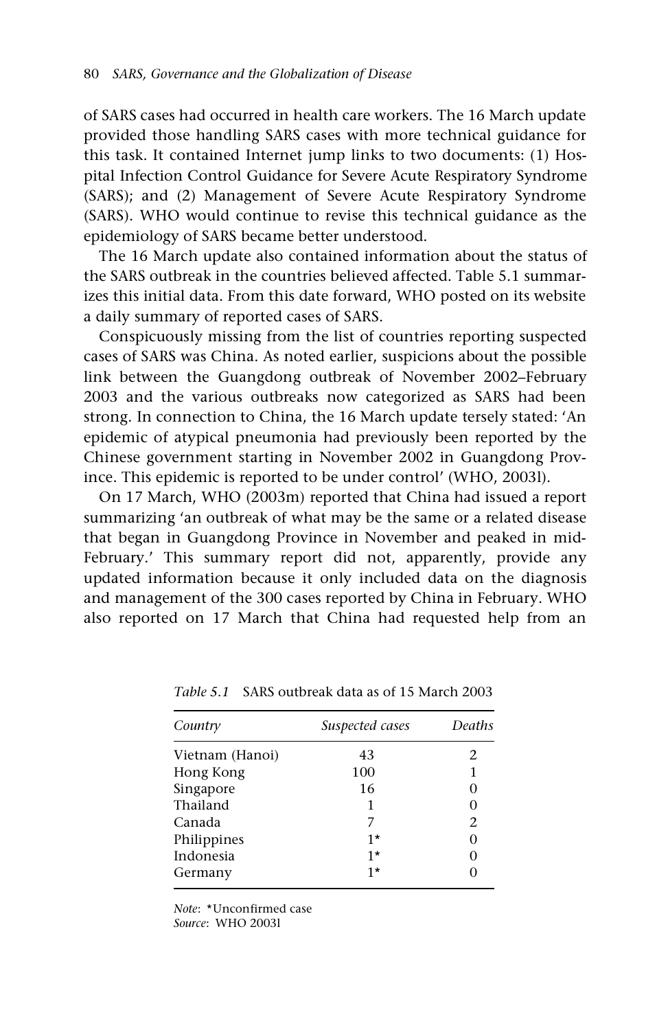of SARS cases had occurred in health care workers. The 16 March update provided those handling SARS cases with more technical guidance for this task. It contained Internet jump links to two documents: (1) Hospital Infection Control Guidance for Severe Acute Respiratory Syndrome (SARS); and (2) Management of Severe Acute Respiratory Syndrome (SARS). WHO would continue to revise this technical guidance as the epidemiology of SARS became better understood.

The 16 March update also contained information about the status of the SARS outbreak in the countries believed affected. Table 5.1 summarizes this initial data. From this date forward, WHO posted on its website a daily summary of reported cases of SARS.

Conspicuously missing from the list of countries reporting suspected cases of SARS was China. As noted earlier, suspicions about the possible link between the Guangdong outbreak of November 2002–February 2003 and the various outbreaks now categorized as SARS had been strong. In connection to China, the 16 March update tersely stated: 'An epidemic of atypical pneumonia had previously been reported by the Chinese government starting in November 2002 in Guangdong Province. This epidemic is reported to be under control' (WHO, 2003l).

On 17 March, WHO (2003m) reported that China had issued a report summarizing 'an outbreak of what may be the same or a related disease that began in Guangdong Province in November and peaked in mid-February.' This summary report did not, apparently, provide any updated information because it only included data on the diagnosis and management of the 300 cases reported by China in February. WHO also reported on 17 March that China had requested help from an

*Table 5.1* SARS outbreak data as of 15 March 2003

| *Country* | *Suspected cases* | *Deaths* |
|---|---|---|
| Vietnam (Hanoi) | 43 | 2 |
| Hong Kong | 100 | 1 |
| Singapore | 16 | 0 |
| Thailand | 1 | 0 |
| Canada | 7 | 2 |
| Philippines | 1* | 0 |
| Indonesia | 1* | 0 |
| Germany | 1* | 0 |

*Note*: *Unconfirmed case
*Source*: WHO 2003l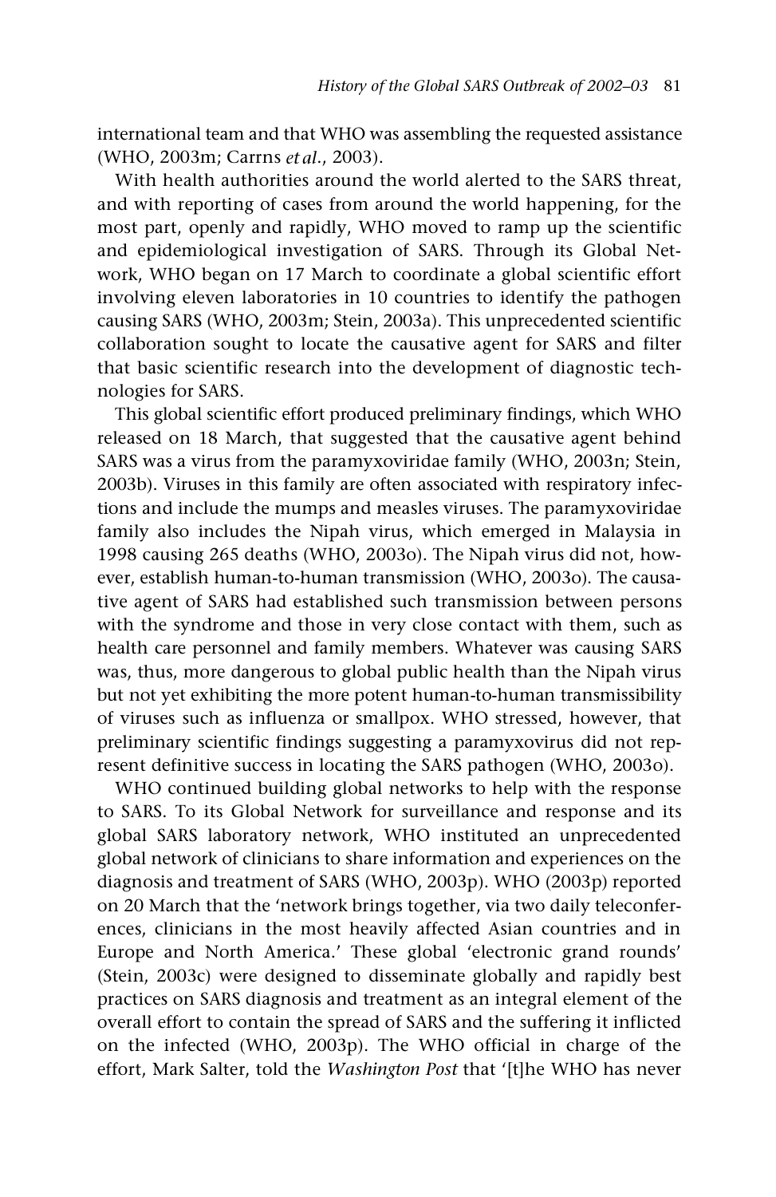international team and that WHO was assembling the requested assistance (WHO, 2003m; Carrns *et al.*, 2003).

With health authorities around the world alerted to the SARS threat, and with reporting of cases from around the world happening, for the most part, openly and rapidly, WHO moved to ramp up the scientific and epidemiological investigation of SARS. Through its Global Network, WHO began on 17 March to coordinate a global scientific effort involving eleven laboratories in 10 countries to identify the pathogen causing SARS (WHO, 2003m; Stein, 2003a). This unprecedented scientific collaboration sought to locate the causative agent for SARS and filter that basic scientific research into the development of diagnostic technologies for SARS.

This global scientific effort produced preliminary findings, which WHO released on 18 March, that suggested that the causative agent behind SARS was a virus from the paramyxoviridae family (WHO, 2003n; Stein, 2003b). Viruses in this family are often associated with respiratory infections and include the mumps and measles viruses. The paramyxoviridae family also includes the Nipah virus, which emerged in Malaysia in 1998 causing 265 deaths (WHO, 2003o). The Nipah virus did not, however, establish human-to-human transmission (WHO, 2003o). The causative agent of SARS had established such transmission between persons with the syndrome and those in very close contact with them, such as health care personnel and family members. Whatever was causing SARS was, thus, more dangerous to global public health than the Nipah virus but not yet exhibiting the more potent human-to-human transmissibility of viruses such as influenza or smallpox. WHO stressed, however, that preliminary scientific findings suggesting a paramyxovirus did not represent definitive success in locating the SARS pathogen (WHO, 2003o).

WHO continued building global networks to help with the response to SARS. To its Global Network for surveillance and response and its global SARS laboratory network, WHO instituted an unprecedented global network of clinicians to share information and experiences on the diagnosis and treatment of SARS (WHO, 2003p). WHO (2003p) reported on 20 March that the 'network brings together, via two daily teleconferences, clinicians in the most heavily affected Asian countries and in Europe and North America.' These global 'electronic grand rounds' (Stein, 2003c) were designed to disseminate globally and rapidly best practices on SARS diagnosis and treatment as an integral element of the overall effort to contain the spread of SARS and the suffering it inflicted on the infected (WHO, 2003p). The WHO official in charge of the effort, Mark Salter, told the *Washington Post* that '[t]he WHO has never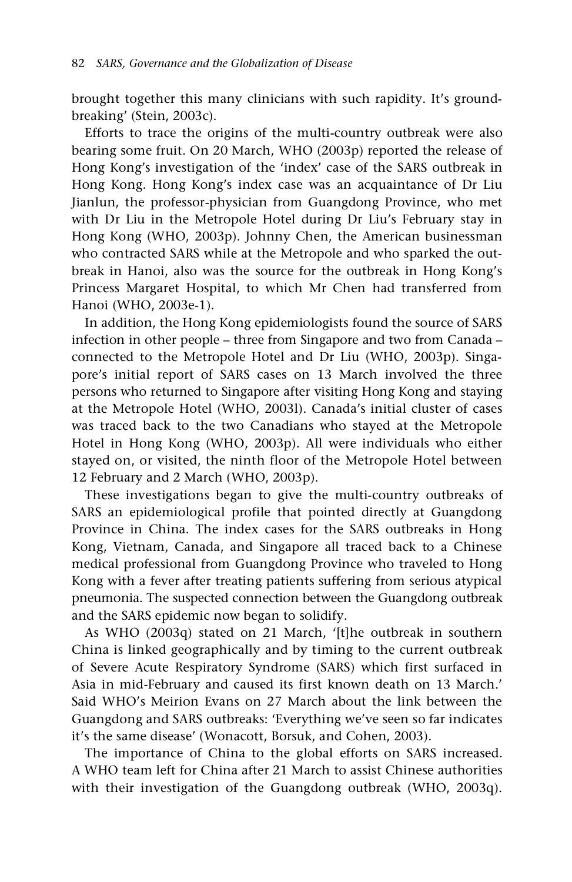brought together this many clinicians with such rapidity. It's groundbreaking' (Stein, 2003c).

Efforts to trace the origins of the multi-country outbreak were also bearing some fruit. On 20 March, WHO (2003p) reported the release of Hong Kong's investigation of the 'index' case of the SARS outbreak in Hong Kong. Hong Kong's index case was an acquaintance of Dr Liu Jianlun, the professor-physician from Guangdong Province, who met with Dr Liu in the Metropole Hotel during Dr Liu's February stay in Hong Kong (WHO, 2003p). Johnny Chen, the American businessman who contracted SARS while at the Metropole and who sparked the outbreak in Hanoi, also was the source for the outbreak in Hong Kong's Princess Margaret Hospital, to which Mr Chen had transferred from Hanoi (WHO, 2003e-1).

In addition, the Hong Kong epidemiologists found the source of SARS infection in other people – three from Singapore and two from Canada – connected to the Metropole Hotel and Dr Liu (WHO, 2003p). Singapore's initial report of SARS cases on 13 March involved the three persons who returned to Singapore after visiting Hong Kong and staying at the Metropole Hotel (WHO, 2003l). Canada's initial cluster of cases was traced back to the two Canadians who stayed at the Metropole Hotel in Hong Kong (WHO, 2003p). All were individuals who either stayed on, or visited, the ninth floor of the Metropole Hotel between 12 February and 2 March (WHO, 2003p).

These investigations began to give the multi-country outbreaks of SARS an epidemiological profile that pointed directly at Guangdong Province in China. The index cases for the SARS outbreaks in Hong Kong, Vietnam, Canada, and Singapore all traced back to a Chinese medical professional from Guangdong Province who traveled to Hong Kong with a fever after treating patients suffering from serious atypical pneumonia. The suspected connection between the Guangdong outbreak and the SARS epidemic now began to solidify.

As WHO (2003q) stated on 21 March, '[t]he outbreak in southern China is linked geographically and by timing to the current outbreak of Severe Acute Respiratory Syndrome (SARS) which first surfaced in Asia in mid-February and caused its first known death on 13 March.' Said WHO's Meirion Evans on 27 March about the link between the Guangdong and SARS outbreaks: 'Everything we've seen so far indicates it's the same disease' (Wonacott, Borsuk, and Cohen, 2003).

The importance of China to the global efforts on SARS increased. A WHO team left for China after 21 March to assist Chinese authorities with their investigation of the Guangdong outbreak (WHO, 2003q).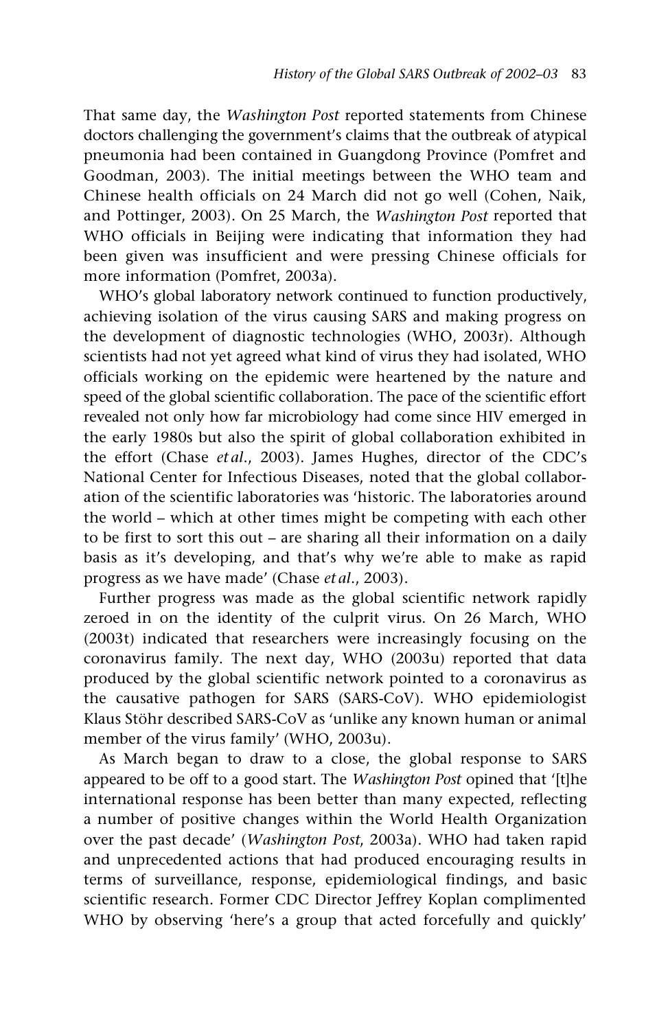That same day, the *Washington Post* reported statements from Chinese doctors challenging the government's claims that the outbreak of atypical pneumonia had been contained in Guangdong Province (Pomfret and Goodman, 2003). The initial meetings between the WHO team and Chinese health officials on 24 March did not go well (Cohen, Naik, and Pottinger, 2003). On 25 March, the *Washington Post* reported that WHO officials in Beijing were indicating that information they had been given was insufficient and were pressing Chinese officials for more information (Pomfret, 2003a).

WHO's global laboratory network continued to function productively, achieving isolation of the virus causing SARS and making progress on the development of diagnostic technologies (WHO, 2003r). Although scientists had not yet agreed what kind of virus they had isolated, WHO officials working on the epidemic were heartened by the nature and speed of the global scientific collaboration. The pace of the scientific effort revealed not only how far microbiology had come since HIV emerged in the early 1980s but also the spirit of global collaboration exhibited in the effort (Chase *et al.*, 2003). James Hughes, director of the CDC's National Center for Infectious Diseases, noted that the global collaboration of the scientific laboratories was 'historic. The laboratories around the world – which at other times might be competing with each other to be first to sort this out – are sharing all their information on a daily basis as it's developing, and that's why we're able to make as rapid progress as we have made' (Chase *et al.*, 2003).

Further progress was made as the global scientific network rapidly zeroed in on the identity of the culprit virus. On 26 March, WHO (2003t) indicated that researchers were increasingly focusing on the coronavirus family. The next day, WHO (2003u) reported that data produced by the global scientific network pointed to a coronavirus as the causative pathogen for SARS (SARS-CoV). WHO epidemiologist Klaus Stöhr described SARS-CoV as 'unlike any known human or animal member of the virus family' (WHO, 2003u).

As March began to draw to a close, the global response to SARS appeared to be off to a good start. The *Washington Post* opined that '[t]he international response has been better than many expected, reflecting a number of positive changes within the World Health Organization over the past decade' (*Washington Post*, 2003a). WHO had taken rapid and unprecedented actions that had produced encouraging results in terms of surveillance, response, epidemiological findings, and basic scientific research. Former CDC Director Jeffrey Koplan complimented WHO by observing 'here's a group that acted forcefully and quickly'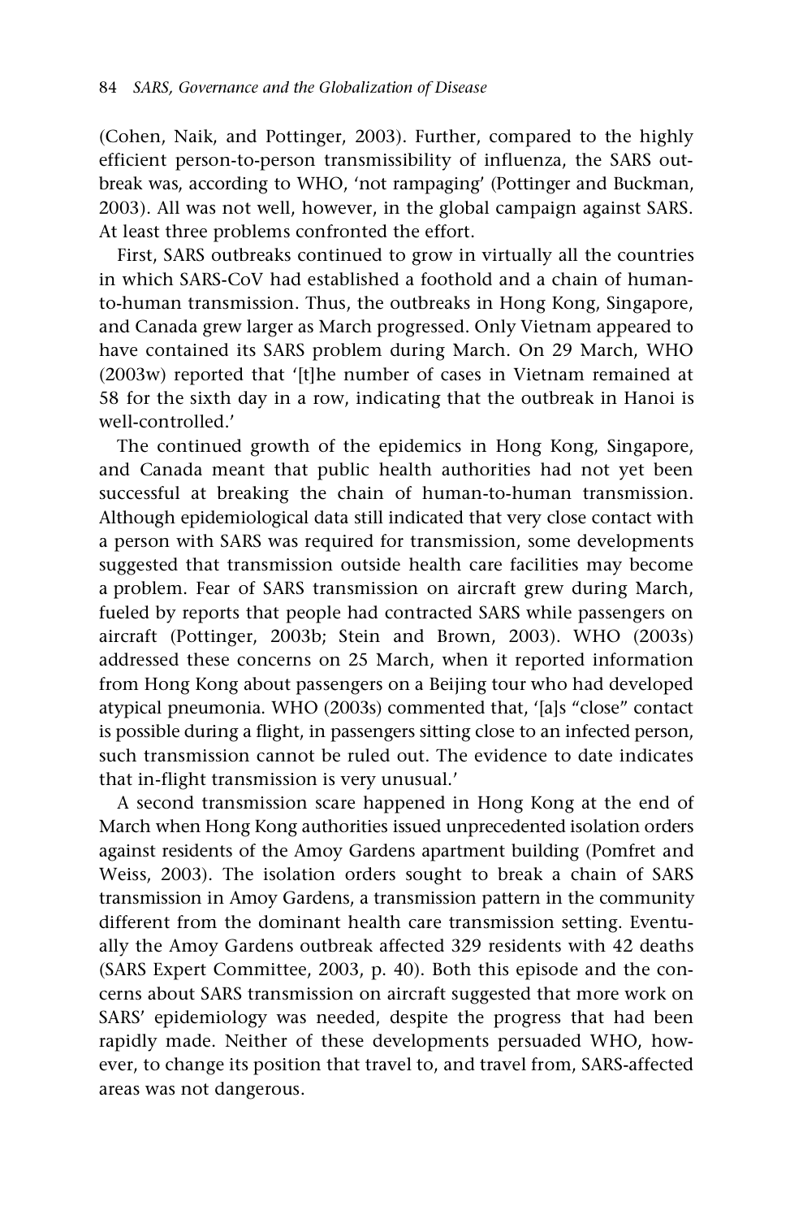(Cohen, Naik, and Pottinger, 2003). Further, compared to the highly efficient person-to-person transmissibility of influenza, the SARS outbreak was, according to WHO, 'not rampaging' (Pottinger and Buckman, 2003). All was not well, however, in the global campaign against SARS. At least three problems confronted the effort.

First, SARS outbreaks continued to grow in virtually all the countries in which SARS-CoV had established a foothold and a chain of human-to-human transmission. Thus, the outbreaks in Hong Kong, Singapore, and Canada grew larger as March progressed. Only Vietnam appeared to have contained its SARS problem during March. On 29 March, WHO (2003w) reported that '[t]he number of cases in Vietnam remained at 58 for the sixth day in a row, indicating that the outbreak in Hanoi is well-controlled.'

The continued growth of the epidemics in Hong Kong, Singapore, and Canada meant that public health authorities had not yet been successful at breaking the chain of human-to-human transmission. Although epidemiological data still indicated that very close contact with a person with SARS was required for transmission, some developments suggested that transmission outside health care facilities may become a problem. Fear of SARS transmission on aircraft grew during March, fueled by reports that people had contracted SARS while passengers on aircraft (Pottinger, 2003b; Stein and Brown, 2003). WHO (2003s) addressed these concerns on 25 March, when it reported information from Hong Kong about passengers on a Beijing tour who had developed atypical pneumonia. WHO (2003s) commented that, '[a]s "close" contact is possible during a flight, in passengers sitting close to an infected person, such transmission cannot be ruled out. The evidence to date indicates that in-flight transmission is very unusual.'

A second transmission scare happened in Hong Kong at the end of March when Hong Kong authorities issued unprecedented isolation orders against residents of the Amoy Gardens apartment building (Pomfret and Weiss, 2003). The isolation orders sought to break a chain of SARS transmission in Amoy Gardens, a transmission pattern in the community different from the dominant health care transmission setting. Eventually the Amoy Gardens outbreak affected 329 residents with 42 deaths (SARS Expert Committee, 2003, p. 40). Both this episode and the concerns about SARS transmission on aircraft suggested that more work on SARS' epidemiology was needed, despite the progress that had been rapidly made. Neither of these developments persuaded WHO, however, to change its position that travel to, and travel from, SARS-affected areas was not dangerous.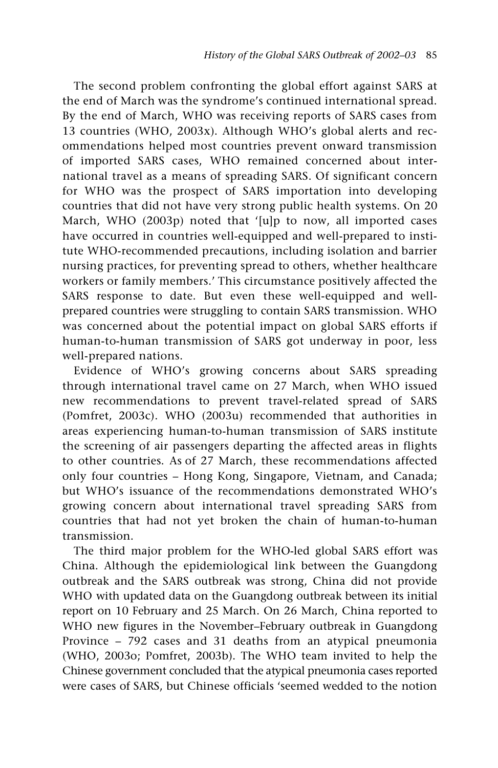The second problem confronting the global effort against SARS at the end of March was the syndrome's continued international spread. By the end of March, WHO was receiving reports of SARS cases from 13 countries (WHO, 2003x). Although WHO's global alerts and recommendations helped most countries prevent onward transmission of imported SARS cases, WHO remained concerned about international travel as a means of spreading SARS. Of significant concern for WHO was the prospect of SARS importation into developing countries that did not have very strong public health systems. On 20 March, WHO (2003p) noted that '[u]p to now, all imported cases have occurred in countries well-equipped and well-prepared to institute WHO-recommended precautions, including isolation and barrier nursing practices, for preventing spread to others, whether healthcare workers or family members.' This circumstance positively affected the SARS response to date. But even these well-equipped and well-prepared countries were struggling to contain SARS transmission. WHO was concerned about the potential impact on global SARS efforts if human-to-human transmission of SARS got underway in poor, less well-prepared nations.

Evidence of WHO's growing concerns about SARS spreading through international travel came on 27 March, when WHO issued new recommendations to prevent travel-related spread of SARS (Pomfret, 2003c). WHO (2003u) recommended that authorities in areas experiencing human-to-human transmission of SARS institute the screening of air passengers departing the affected areas in flights to other countries. As of 27 March, these recommendations affected only four countries – Hong Kong, Singapore, Vietnam, and Canada; but WHO's issuance of the recommendations demonstrated WHO's growing concern about international travel spreading SARS from countries that had not yet broken the chain of human-to-human transmission.

The third major problem for the WHO-led global SARS effort was China. Although the epidemiological link between the Guangdong outbreak and the SARS outbreak was strong, China did not provide WHO with updated data on the Guangdong outbreak between its initial report on 10 February and 25 March. On 26 March, China reported to WHO new figures in the November–February outbreak in Guangdong Province – 792 cases and 31 deaths from an atypical pneumonia (WHO, 2003o; Pomfret, 2003b). The WHO team invited to help the Chinese government concluded that the atypical pneumonia cases reported were cases of SARS, but Chinese officials 'seemed wedded to the notion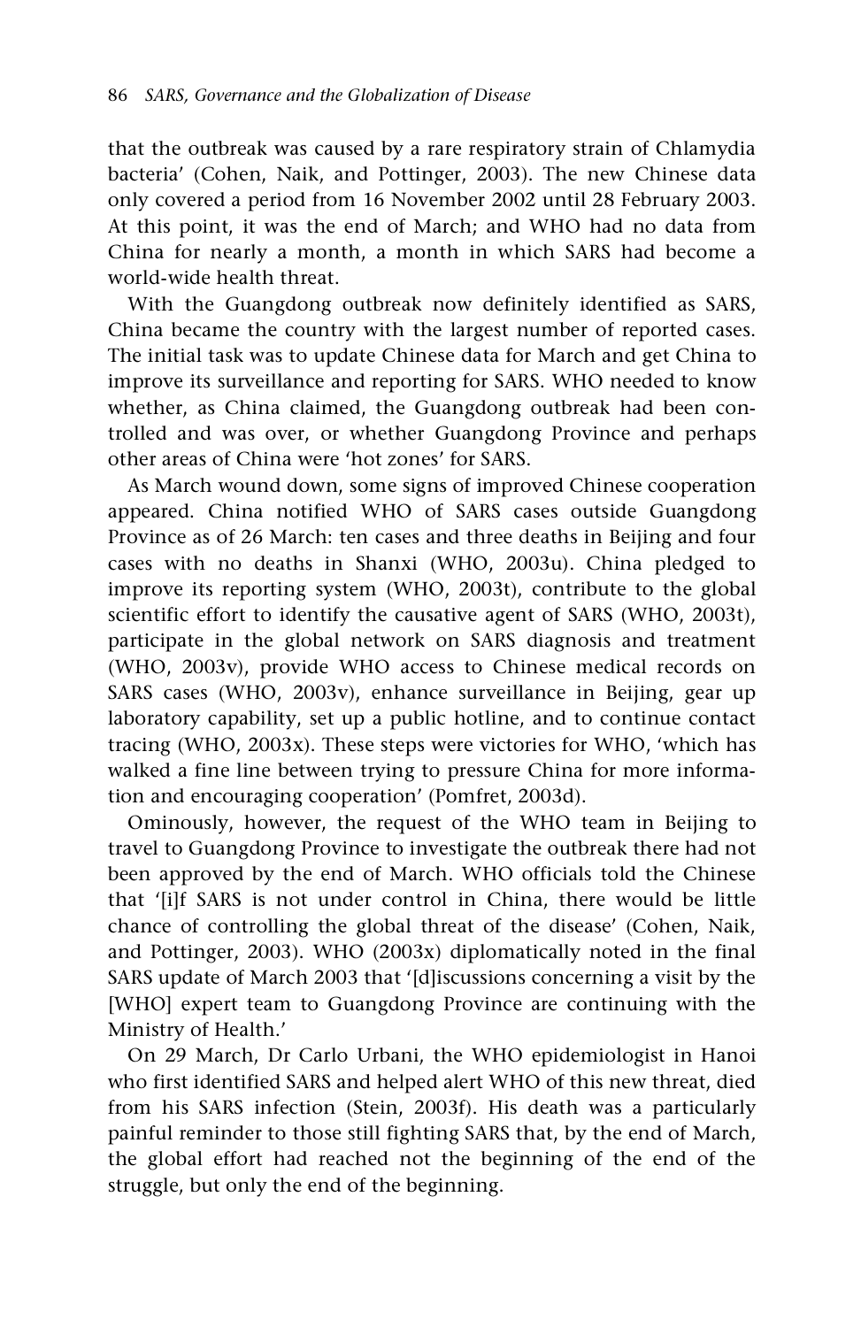that the outbreak was caused by a rare respiratory strain of Chlamydia bacteria' (Cohen, Naik, and Pottinger, 2003). The new Chinese data only covered a period from 16 November 2002 until 28 February 2003. At this point, it was the end of March; and WHO had no data from China for nearly a month, a month in which SARS had become a world-wide health threat.

With the Guangdong outbreak now definitely identified as SARS, China became the country with the largest number of reported cases. The initial task was to update Chinese data for March and get China to improve its surveillance and reporting for SARS. WHO needed to know whether, as China claimed, the Guangdong outbreak had been controlled and was over, or whether Guangdong Province and perhaps other areas of China were 'hot zones' for SARS.

As March wound down, some signs of improved Chinese cooperation appeared. China notified WHO of SARS cases outside Guangdong Province as of 26 March: ten cases and three deaths in Beijing and four cases with no deaths in Shanxi (WHO, 2003u). China pledged to improve its reporting system (WHO, 2003t), contribute to the global scientific effort to identify the causative agent of SARS (WHO, 2003t), participate in the global network on SARS diagnosis and treatment (WHO, 2003v), provide WHO access to Chinese medical records on SARS cases (WHO, 2003v), enhance surveillance in Beijing, gear up laboratory capability, set up a public hotline, and to continue contact tracing (WHO, 2003x). These steps were victories for WHO, 'which has walked a fine line between trying to pressure China for more information and encouraging cooperation' (Pomfret, 2003d).

Ominously, however, the request of the WHO team in Beijing to travel to Guangdong Province to investigate the outbreak there had not been approved by the end of March. WHO officials told the Chinese that '[i]f SARS is not under control in China, there would be little chance of controlling the global threat of the disease' (Cohen, Naik, and Pottinger, 2003). WHO (2003x) diplomatically noted in the final SARS update of March 2003 that '[d]iscussions concerning a visit by the [WHO] expert team to Guangdong Province are continuing with the Ministry of Health.'

On 29 March, Dr Carlo Urbani, the WHO epidemiologist in Hanoi who first identified SARS and helped alert WHO of this new threat, died from his SARS infection (Stein, 2003f). His death was a particularly painful reminder to those still fighting SARS that, by the end of March, the global effort had reached not the beginning of the end of the struggle, but only the end of the beginning.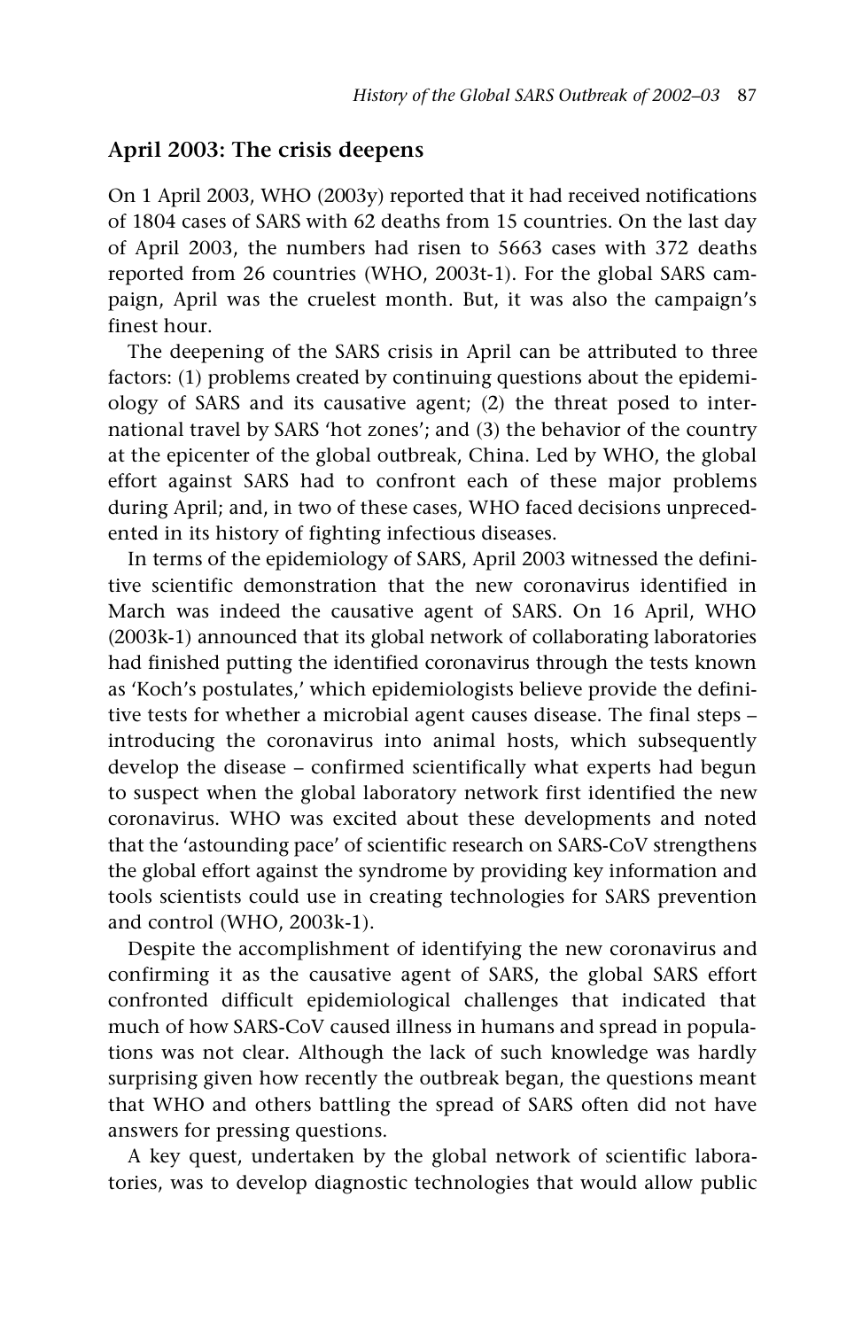## April 2003: The crisis deepens

On 1 April 2003, WHO (2003y) reported that it had received notifications of 1804 cases of SARS with 62 deaths from 15 countries. On the last day of April 2003, the numbers had risen to 5663 cases with 372 deaths reported from 26 countries (WHO, 2003t-1). For the global SARS campaign, April was the cruelest month. But, it was also the campaign's finest hour.

The deepening of the SARS crisis in April can be attributed to three factors: (1) problems created by continuing questions about the epidemiology of SARS and its causative agent; (2) the threat posed to international travel by SARS 'hot zones'; and (3) the behavior of the country at the epicenter of the global outbreak, China. Led by WHO, the global effort against SARS had to confront each of these major problems during April; and, in two of these cases, WHO faced decisions unprecedented in its history of fighting infectious diseases.

In terms of the epidemiology of SARS, April 2003 witnessed the definitive scientific demonstration that the new coronavirus identified in March was indeed the causative agent of SARS. On 16 April, WHO (2003k-1) announced that its global network of collaborating laboratories had finished putting the identified coronavirus through the tests known as 'Koch's postulates,' which epidemiologists believe provide the definitive tests for whether a microbial agent causes disease. The final steps – introducing the coronavirus into animal hosts, which subsequently develop the disease – confirmed scientifically what experts had begun to suspect when the global laboratory network first identified the new coronavirus. WHO was excited about these developments and noted that the 'astounding pace' of scientific research on SARS-CoV strengthens the global effort against the syndrome by providing key information and tools scientists could use in creating technologies for SARS prevention and control (WHO, 2003k-1).

Despite the accomplishment of identifying the new coronavirus and confirming it as the causative agent of SARS, the global SARS effort confronted difficult epidemiological challenges that indicated that much of how SARS-CoV caused illness in humans and spread in populations was not clear. Although the lack of such knowledge was hardly surprising given how recently the outbreak began, the questions meant that WHO and others battling the spread of SARS often did not have answers for pressing questions.

A key quest, undertaken by the global network of scientific laboratories, was to develop diagnostic technologies that would allow public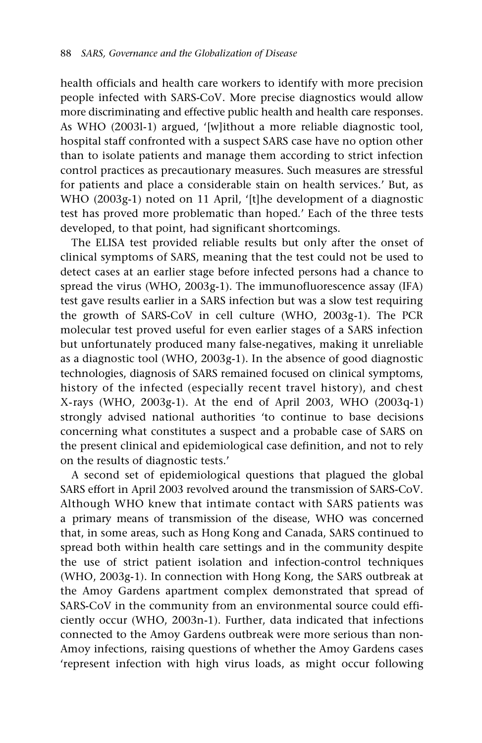health officials and health care workers to identify with more precision people infected with SARS-CoV. More precise diagnostics would allow more discriminating and effective public health and health care responses. As WHO (2003l-1) argued, '[w]ithout a more reliable diagnostic tool, hospital staff confronted with a suspect SARS case have no option other than to isolate patients and manage them according to strict infection control practices as precautionary measures. Such measures are stressful for patients and place a considerable stain on health services.' But, as WHO (2003g-1) noted on 11 April, '[t]he development of a diagnostic test has proved more problematic than hoped.' Each of the three tests developed, to that point, had significant shortcomings.

The ELISA test provided reliable results but only after the onset of clinical symptoms of SARS, meaning that the test could not be used to detect cases at an earlier stage before infected persons had a chance to spread the virus (WHO, 2003g-1). The immunofluorescence assay (IFA) test gave results earlier in a SARS infection but was a slow test requiring the growth of SARS-CoV in cell culture (WHO, 2003g-1). The PCR molecular test proved useful for even earlier stages of a SARS infection but unfortunately produced many false-negatives, making it unreliable as a diagnostic tool (WHO, 2003g-1). In the absence of good diagnostic technologies, diagnosis of SARS remained focused on clinical symptoms, history of the infected (especially recent travel history), and chest X-rays (WHO, 2003g-1). At the end of April 2003, WHO (2003q-1) strongly advised national authorities 'to continue to base decisions concerning what constitutes a suspect and a probable case of SARS on the present clinical and epidemiological case definition, and not to rely on the results of diagnostic tests.'

A second set of epidemiological questions that plagued the global SARS effort in April 2003 revolved around the transmission of SARS-CoV. Although WHO knew that intimate contact with SARS patients was a primary means of transmission of the disease, WHO was concerned that, in some areas, such as Hong Kong and Canada, SARS continued to spread both within health care settings and in the community despite the use of strict patient isolation and infection-control techniques (WHO, 2003g-1). In connection with Hong Kong, the SARS outbreak at the Amoy Gardens apartment complex demonstrated that spread of SARS-CoV in the community from an environmental source could efficiently occur (WHO, 2003n-1). Further, data indicated that infections connected to the Amoy Gardens outbreak were more serious than non-Amoy infections, raising questions of whether the Amoy Gardens cases 'represent infection with high virus loads, as might occur following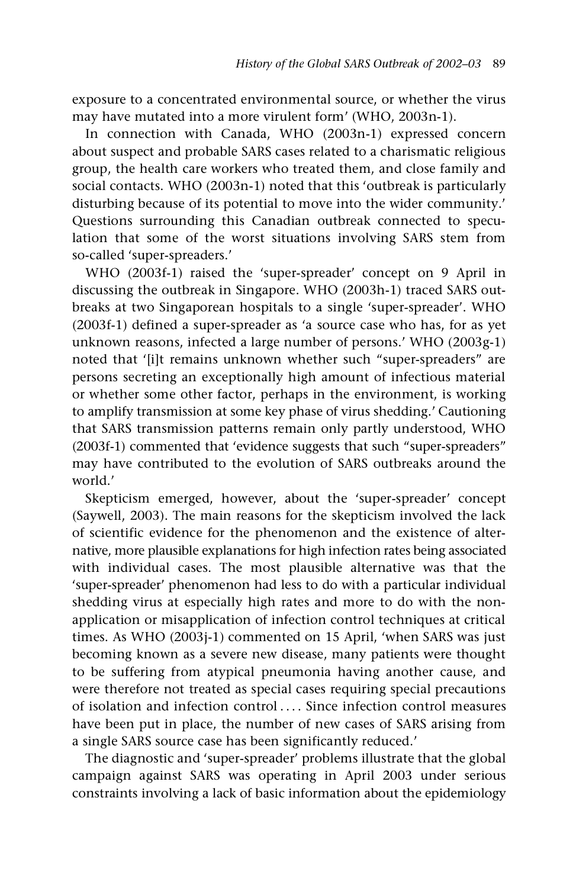exposure to a concentrated environmental source, or whether the virus may have mutated into a more virulent form' (WHO, 2003n-1).

In connection with Canada, WHO (2003n-1) expressed concern about suspect and probable SARS cases related to a charismatic religious group, the health care workers who treated them, and close family and social contacts. WHO (2003n-1) noted that this 'outbreak is particularly disturbing because of its potential to move into the wider community.' Questions surrounding this Canadian outbreak connected to speculation that some of the worst situations involving SARS stem from so-called 'super-spreaders.'

WHO (2003f-1) raised the 'super-spreader' concept on 9 April in discussing the outbreak in Singapore. WHO (2003h-1) traced SARS outbreaks at two Singaporean hospitals to a single 'super-spreader'. WHO (2003f-1) defined a super-spreader as 'a source case who has, for as yet unknown reasons, infected a large number of persons.' WHO (2003g-1) noted that '[i]t remains unknown whether such "super-spreaders" are persons secreting an exceptionally high amount of infectious material or whether some other factor, perhaps in the environment, is working to amplify transmission at some key phase of virus shedding.' Cautioning that SARS transmission patterns remain only partly understood, WHO (2003f-1) commented that 'evidence suggests that such "super-spreaders" may have contributed to the evolution of SARS outbreaks around the world.'

Skepticism emerged, however, about the 'super-spreader' concept (Saywell, 2003). The main reasons for the skepticism involved the lack of scientific evidence for the phenomenon and the existence of alternative, more plausible explanations for high infection rates being associated with individual cases. The most plausible alternative was that the 'super-spreader' phenomenon had less to do with a particular individual shedding virus at especially high rates and more to do with the non-application or misapplication of infection control techniques at critical times. As WHO (2003j-1) commented on 15 April, 'when SARS was just becoming known as a severe new disease, many patients were thought to be suffering from atypical pneumonia having another cause, and were therefore not treated as special cases requiring special precautions of isolation and infection control .... Since infection control measures have been put in place, the number of new cases of SARS arising from a single SARS source case has been significantly reduced.'

The diagnostic and 'super-spreader' problems illustrate that the global campaign against SARS was operating in April 2003 under serious constraints involving a lack of basic information about the epidemiology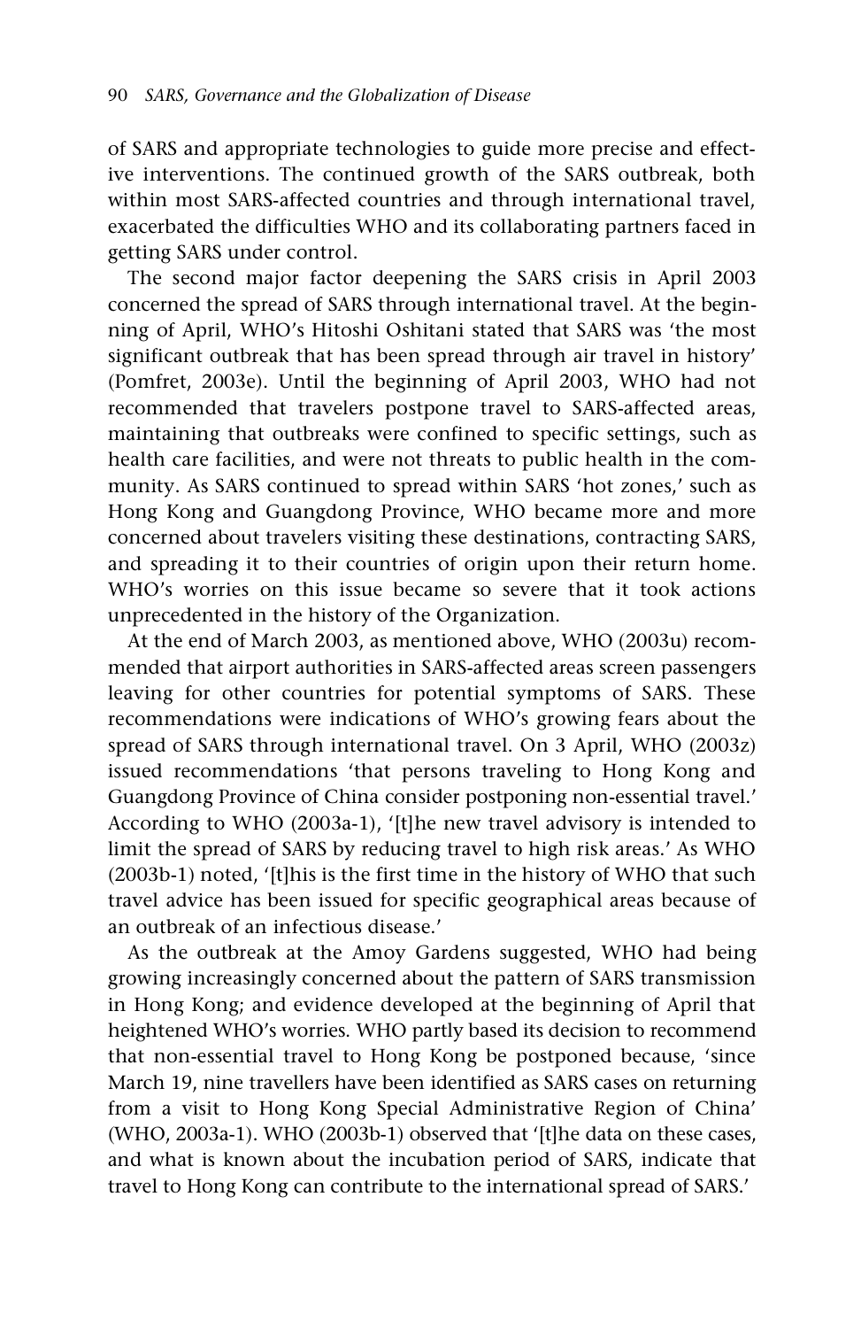of SARS and appropriate technologies to guide more precise and effective interventions. The continued growth of the SARS outbreak, both within most SARS-affected countries and through international travel, exacerbated the difficulties WHO and its collaborating partners faced in getting SARS under control.

The second major factor deepening the SARS crisis in April 2003 concerned the spread of SARS through international travel. At the beginning of April, WHO's Hitoshi Oshitani stated that SARS was 'the most significant outbreak that has been spread through air travel in history' (Pomfret, 2003e). Until the beginning of April 2003, WHO had not recommended that travelers postpone travel to SARS-affected areas, maintaining that outbreaks were confined to specific settings, such as health care facilities, and were not threats to public health in the community. As SARS continued to spread within SARS 'hot zones,' such as Hong Kong and Guangdong Province, WHO became more and more concerned about travelers visiting these destinations, contracting SARS, and spreading it to their countries of origin upon their return home. WHO's worries on this issue became so severe that it took actions unprecedented in the history of the Organization.

At the end of March 2003, as mentioned above, WHO (2003u) recommended that airport authorities in SARS-affected areas screen passengers leaving for other countries for potential symptoms of SARS. These recommendations were indications of WHO's growing fears about the spread of SARS through international travel. On 3 April, WHO (2003z) issued recommendations 'that persons traveling to Hong Kong and Guangdong Province of China consider postponing non-essential travel.' According to WHO (2003a-1), '[t]he new travel advisory is intended to limit the spread of SARS by reducing travel to high risk areas.' As WHO (2003b-1) noted, '[t]his is the first time in the history of WHO that such travel advice has been issued for specific geographical areas because of an outbreak of an infectious disease.'

As the outbreak at the Amoy Gardens suggested, WHO had being growing increasingly concerned about the pattern of SARS transmission in Hong Kong; and evidence developed at the beginning of April that heightened WHO's worries. WHO partly based its decision to recommend that non-essential travel to Hong Kong be postponed because, 'since March 19, nine travellers have been identified as SARS cases on returning from a visit to Hong Kong Special Administrative Region of China' (WHO, 2003a-1). WHO (2003b-1) observed that '[t]he data on these cases, and what is known about the incubation period of SARS, indicate that travel to Hong Kong can contribute to the international spread of SARS.'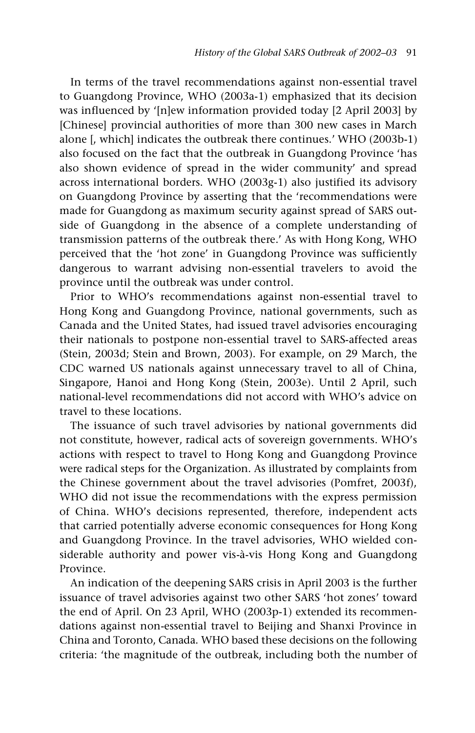In terms of the travel recommendations against non-essential travel to Guangdong Province, WHO (2003a-1) emphasized that its decision was influenced by '[n]ew information provided today [2 April 2003] by [Chinese] provincial authorities of more than 300 new cases in March alone [, which] indicates the outbreak there continues.' WHO (2003b-1) also focused on the fact that the outbreak in Guangdong Province 'has also shown evidence of spread in the wider community' and spread across international borders. WHO (2003g-1) also justified its advisory on Guangdong Province by asserting that the 'recommendations were made for Guangdong as maximum security against spread of SARS outside of Guangdong in the absence of a complete understanding of transmission patterns of the outbreak there.' As with Hong Kong, WHO perceived that the 'hot zone' in Guangdong Province was sufficiently dangerous to warrant advising non-essential travelers to avoid the province until the outbreak was under control.

Prior to WHO's recommendations against non-essential travel to Hong Kong and Guangdong Province, national governments, such as Canada and the United States, had issued travel advisories encouraging their nationals to postpone non-essential travel to SARS-affected areas (Stein, 2003d; Stein and Brown, 2003). For example, on 29 March, the CDC warned US nationals against unnecessary travel to all of China, Singapore, Hanoi and Hong Kong (Stein, 2003e). Until 2 April, such national-level recommendations did not accord with WHO's advice on travel to these locations.

The issuance of such travel advisories by national governments did not constitute, however, radical acts of sovereign governments. WHO's actions with respect to travel to Hong Kong and Guangdong Province were radical steps for the Organization. As illustrated by complaints from the Chinese government about the travel advisories (Pomfret, 2003f), WHO did not issue the recommendations with the express permission of China. WHO's decisions represented, therefore, independent acts that carried potentially adverse economic consequences for Hong Kong and Guangdong Province. In the travel advisories, WHO wielded considerable authority and power vis-à-vis Hong Kong and Guangdong Province.

An indication of the deepening SARS crisis in April 2003 is the further issuance of travel advisories against two other SARS 'hot zones' toward the end of April. On 23 April, WHO (2003p-1) extended its recommendations against non-essential travel to Beijing and Shanxi Province in China and Toronto, Canada. WHO based these decisions on the following criteria: 'the magnitude of the outbreak, including both the number of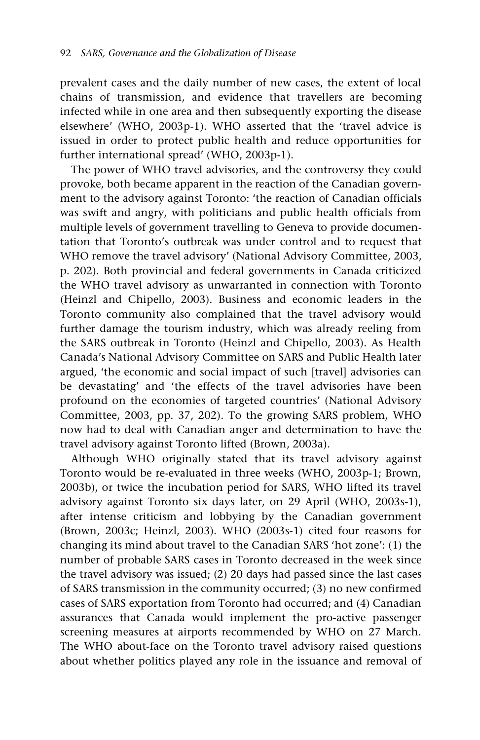prevalent cases and the daily number of new cases, the extent of local chains of transmission, and evidence that travellers are becoming infected while in one area and then subsequently exporting the disease elsewhere' (WHO, 2003p-1). WHO asserted that the 'travel advice is issued in order to protect public health and reduce opportunities for further international spread' (WHO, 2003p-1).

The power of WHO travel advisories, and the controversy they could provoke, both became apparent in the reaction of the Canadian government to the advisory against Toronto: 'the reaction of Canadian officials was swift and angry, with politicians and public health officials from multiple levels of government travelling to Geneva to provide documentation that Toronto's outbreak was under control and to request that WHO remove the travel advisory' (National Advisory Committee, 2003, p. 202). Both provincial and federal governments in Canada criticized the WHO travel advisory as unwarranted in connection with Toronto (Heinzl and Chipello, 2003). Business and economic leaders in the Toronto community also complained that the travel advisory would further damage the tourism industry, which was already reeling from the SARS outbreak in Toronto (Heinzl and Chipello, 2003). As Health Canada's National Advisory Committee on SARS and Public Health later argued, 'the economic and social impact of such [travel] advisories can be devastating' and 'the effects of the travel advisories have been profound on the economies of targeted countries' (National Advisory Committee, 2003, pp. 37, 202). To the growing SARS problem, WHO now had to deal with Canadian anger and determination to have the travel advisory against Toronto lifted (Brown, 2003a).

Although WHO originally stated that its travel advisory against Toronto would be re-evaluated in three weeks (WHO, 2003p-1; Brown, 2003b), or twice the incubation period for SARS, WHO lifted its travel advisory against Toronto six days later, on 29 April (WHO, 2003s-1), after intense criticism and lobbying by the Canadian government (Brown, 2003c; Heinzl, 2003). WHO (2003s-1) cited four reasons for changing its mind about travel to the Canadian SARS 'hot zone': (1) the number of probable SARS cases in Toronto decreased in the week since the travel advisory was issued; (2) 20 days had passed since the last cases of SARS transmission in the community occurred; (3) no new confirmed cases of SARS exportation from Toronto had occurred; and (4) Canadian assurances that Canada would implement the pro-active passenger screening measures at airports recommended by WHO on 27 March. The WHO about-face on the Toronto travel advisory raised questions about whether politics played any role in the issuance and removal of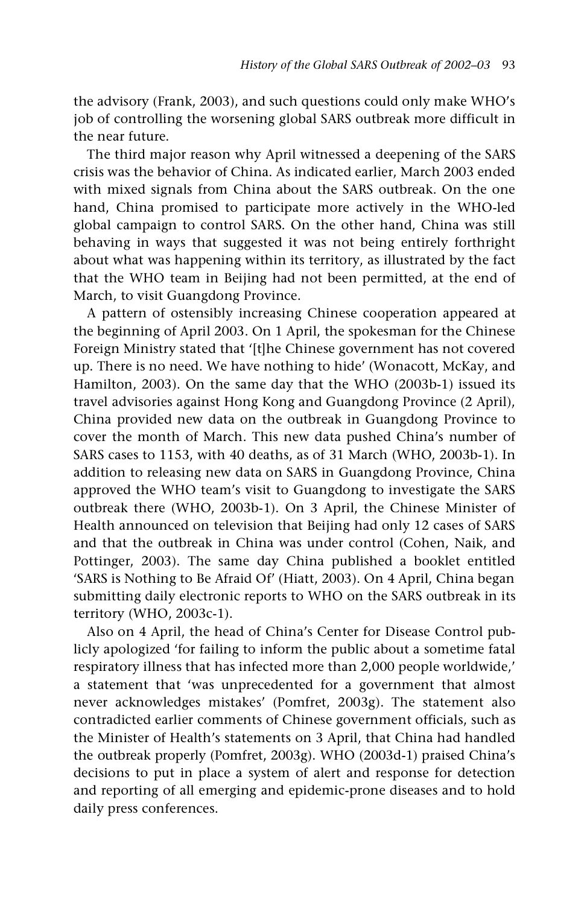the advisory (Frank, 2003), and such questions could only make WHO's job of controlling the worsening global SARS outbreak more difficult in the near future.

The third major reason why April witnessed a deepening of the SARS crisis was the behavior of China. As indicated earlier, March 2003 ended with mixed signals from China about the SARS outbreak. On the one hand, China promised to participate more actively in the WHO-led global campaign to control SARS. On the other hand, China was still behaving in ways that suggested it was not being entirely forthright about what was happening within its territory, as illustrated by the fact that the WHO team in Beijing had not been permitted, at the end of March, to visit Guangdong Province.

A pattern of ostensibly increasing Chinese cooperation appeared at the beginning of April 2003. On 1 April, the spokesman for the Chinese Foreign Ministry stated that '[t]he Chinese government has not covered up. There is no need. We have nothing to hide' (Wonacott, McKay, and Hamilton, 2003). On the same day that the WHO (2003b-1) issued its travel advisories against Hong Kong and Guangdong Province (2 April), China provided new data on the outbreak in Guangdong Province to cover the month of March. This new data pushed China's number of SARS cases to 1153, with 40 deaths, as of 31 March (WHO, 2003b-1). In addition to releasing new data on SARS in Guangdong Province, China approved the WHO team's visit to Guangdong to investigate the SARS outbreak there (WHO, 2003b-1). On 3 April, the Chinese Minister of Health announced on television that Beijing had only 12 cases of SARS and that the outbreak in China was under control (Cohen, Naik, and Pottinger, 2003). The same day China published a booklet entitled 'SARS is Nothing to Be Afraid Of' (Hiatt, 2003). On 4 April, China began submitting daily electronic reports to WHO on the SARS outbreak in its territory (WHO, 2003c-1).

Also on 4 April, the head of China's Center for Disease Control publicly apologized 'for failing to inform the public about a sometime fatal respiratory illness that has infected more than 2,000 people worldwide,' a statement that 'was unprecedented for a government that almost never acknowledges mistakes' (Pomfret, 2003g). The statement also contradicted earlier comments of Chinese government officials, such as the Minister of Health's statements on 3 April, that China had handled the outbreak properly (Pomfret, 2003g). WHO (2003d-1) praised China's decisions to put in place a system of alert and response for detection and reporting of all emerging and epidemic-prone diseases and to hold daily press conferences.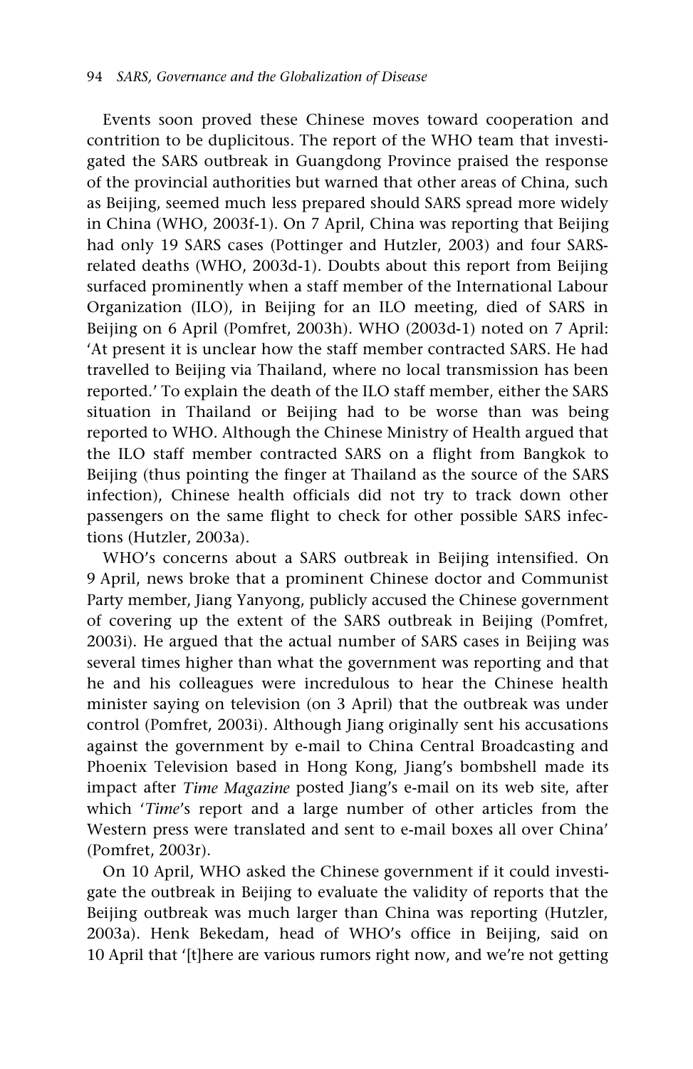Events soon proved these Chinese moves toward cooperation and contrition to be duplicitous. The report of the WHO team that investigated the SARS outbreak in Guangdong Province praised the response of the provincial authorities but warned that other areas of China, such as Beijing, seemed much less prepared should SARS spread more widely in China (WHO, 2003f-1). On 7 April, China was reporting that Beijing had only 19 SARS cases (Pottinger and Hutzler, 2003) and four SARS-related deaths (WHO, 2003d-1). Doubts about this report from Beijing surfaced prominently when a staff member of the International Labour Organization (ILO), in Beijing for an ILO meeting, died of SARS in Beijing on 6 April (Pomfret, 2003h). WHO (2003d-1) noted on 7 April: 'At present it is unclear how the staff member contracted SARS. He had travelled to Beijing via Thailand, where no local transmission has been reported.' To explain the death of the ILO staff member, either the SARS situation in Thailand or Beijing had to be worse than was being reported to WHO. Although the Chinese Ministry of Health argued that the ILO staff member contracted SARS on a flight from Bangkok to Beijing (thus pointing the finger at Thailand as the source of the SARS infection), Chinese health officials did not try to track down other passengers on the same flight to check for other possible SARS infections (Hutzler, 2003a).

WHO's concerns about a SARS outbreak in Beijing intensified. On 9 April, news broke that a prominent Chinese doctor and Communist Party member, Jiang Yanyong, publicly accused the Chinese government of covering up the extent of the SARS outbreak in Beijing (Pomfret, 2003i). He argued that the actual number of SARS cases in Beijing was several times higher than what the government was reporting and that he and his colleagues were incredulous to hear the Chinese health minister saying on television (on 3 April) that the outbreak was under control (Pomfret, 2003i). Although Jiang originally sent his accusations against the government by e-mail to China Central Broadcasting and Phoenix Television based in Hong Kong, Jiang's bombshell made its impact after *Time Magazine* posted Jiang's e-mail on its web site, after which '*Time*'s report and a large number of other articles from the Western press were translated and sent to e-mail boxes all over China' (Pomfret, 2003r).

On 10 April, WHO asked the Chinese government if it could investigate the outbreak in Beijing to evaluate the validity of reports that the Beijing outbreak was much larger than China was reporting (Hutzler, 2003a). Henk Bekedam, head of WHO's office in Beijing, said on 10 April that '[t]here are various rumors right now, and we're not getting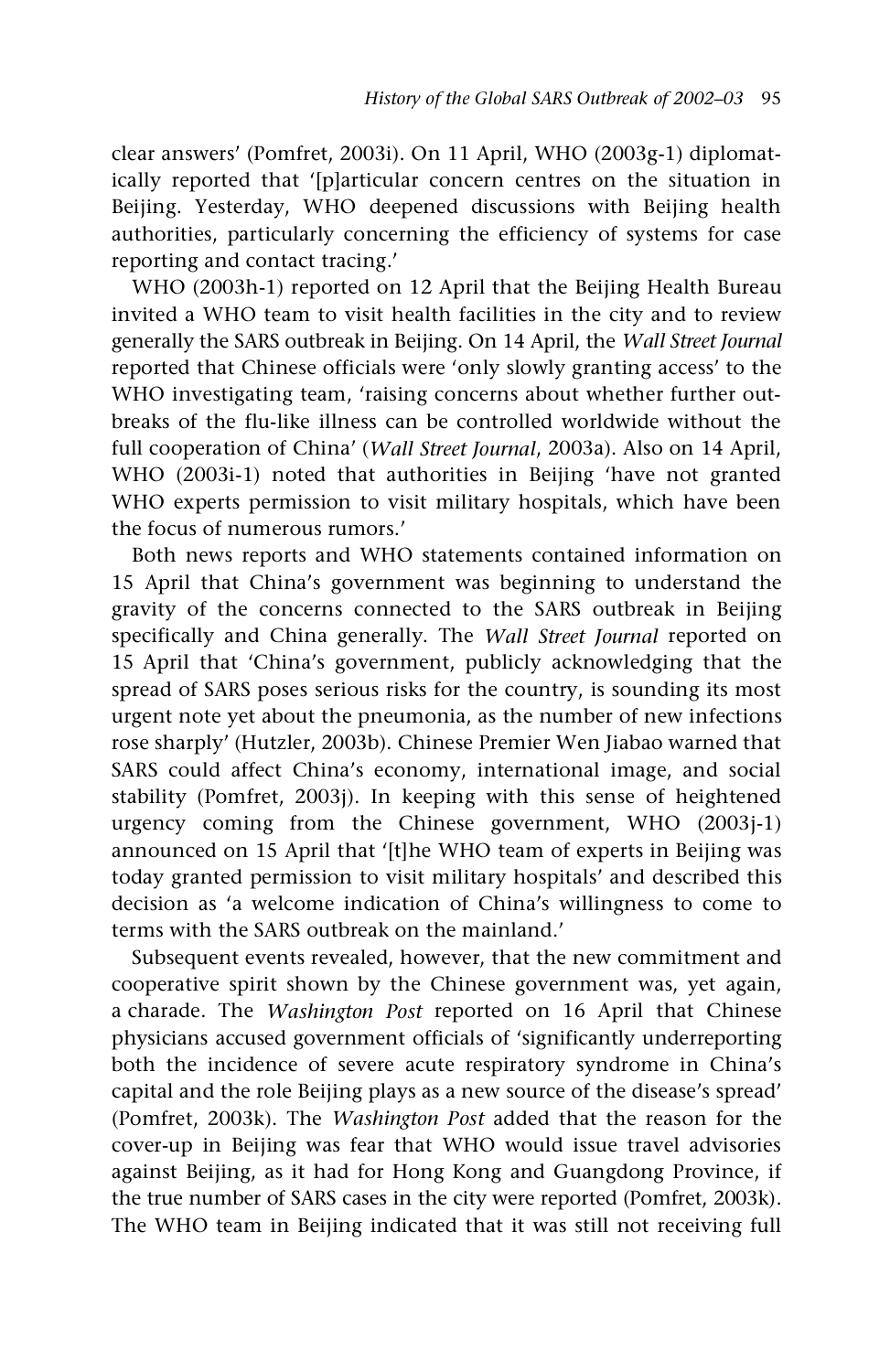clear answers' (Pomfret, 2003i). On 11 April, WHO (2003g-1) diplomatically reported that '[p]articular concern centres on the situation in Beijing. Yesterday, WHO deepened discussions with Beijing health authorities, particularly concerning the efficiency of systems for case reporting and contact tracing.'

WHO (2003h-1) reported on 12 April that the Beijing Health Bureau invited a WHO team to visit health facilities in the city and to review generally the SARS outbreak in Beijing. On 14 April, the *Wall Street Journal* reported that Chinese officials were 'only slowly granting access' to the WHO investigating team, 'raising concerns about whether further outbreaks of the flu-like illness can be controlled worldwide without the full cooperation of China' (*Wall Street Journal*, 2003a). Also on 14 April, WHO (2003i-1) noted that authorities in Beijing 'have not granted WHO experts permission to visit military hospitals, which have been the focus of numerous rumors.'

Both news reports and WHO statements contained information on 15 April that China's government was beginning to understand the gravity of the concerns connected to the SARS outbreak in Beijing specifically and China generally. The *Wall Street Journal* reported on 15 April that 'China's government, publicly acknowledging that the spread of SARS poses serious risks for the country, is sounding its most urgent note yet about the pneumonia, as the number of new infections rose sharply' (Hutzler, 2003b). Chinese Premier Wen Jiabao warned that SARS could affect China's economy, international image, and social stability (Pomfret, 2003j). In keeping with this sense of heightened urgency coming from the Chinese government, WHO (2003j-1) announced on 15 April that '[t]he WHO team of experts in Beijing was today granted permission to visit military hospitals' and described this decision as 'a welcome indication of China's willingness to come to terms with the SARS outbreak on the mainland.'

Subsequent events revealed, however, that the new commitment and cooperative spirit shown by the Chinese government was, yet again, a charade. The *Washington Post* reported on 16 April that Chinese physicians accused government officials of 'significantly underreporting both the incidence of severe acute respiratory syndrome in China's capital and the role Beijing plays as a new source of the disease's spread' (Pomfret, 2003k). The *Washington Post* added that the reason for the cover-up in Beijing was fear that WHO would issue travel advisories against Beijing, as it had for Hong Kong and Guangdong Province, if the true number of SARS cases in the city were reported (Pomfret, 2003k). The WHO team in Beijing indicated that it was still not receiving full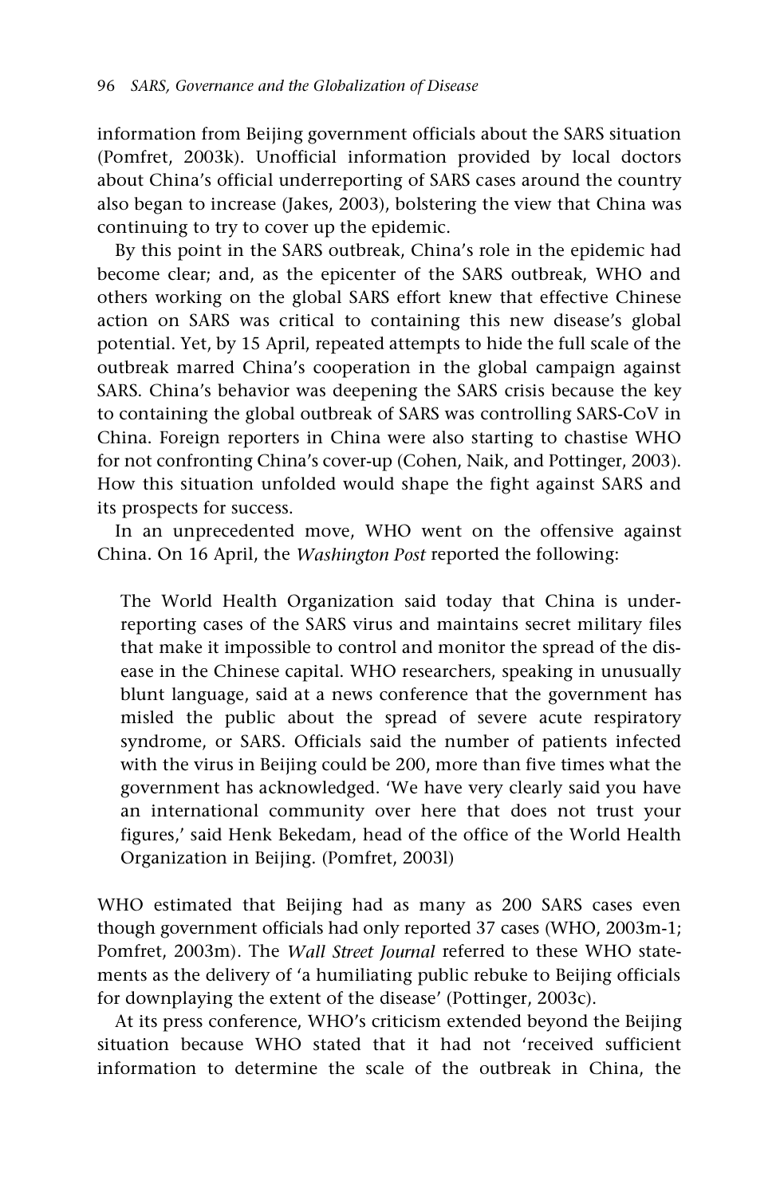information from Beijing government officials about the SARS situation (Pomfret, 2003k). Unofficial information provided by local doctors about China's official underreporting of SARS cases around the country also began to increase (Jakes, 2003), bolstering the view that China was continuing to try to cover up the epidemic.

By this point in the SARS outbreak, China's role in the epidemic had become clear; and, as the epicenter of the SARS outbreak, WHO and others working on the global SARS effort knew that effective Chinese action on SARS was critical to containing this new disease's global potential. Yet, by 15 April, repeated attempts to hide the full scale of the outbreak marred China's cooperation in the global campaign against SARS. China's behavior was deepening the SARS crisis because the key to containing the global outbreak of SARS was controlling SARS-CoV in China. Foreign reporters in China were also starting to chastise WHO for not confronting China's cover-up (Cohen, Naik, and Pottinger, 2003). How this situation unfolded would shape the fight against SARS and its prospects for success.

In an unprecedented move, WHO went on the offensive against China. On 16 April, the *Washington Post* reported the following:

> The World Health Organization said today that China is under-reporting cases of the SARS virus and maintains secret military files that make it impossible to control and monitor the spread of the disease in the Chinese capital. WHO researchers, speaking in unusually blunt language, said at a news conference that the government has misled the public about the spread of severe acute respiratory syndrome, or SARS. Officials said the number of patients infected with the virus in Beijing could be 200, more than five times what the government has acknowledged. 'We have very clearly said you have an international community over here that does not trust your figures,' said Henk Bekedam, head of the office of the World Health Organization in Beijing. (Pomfret, 2003l)

WHO estimated that Beijing had as many as 200 SARS cases even though government officials had only reported 37 cases (WHO, 2003m-1; Pomfret, 2003m). The *Wall Street Journal* referred to these WHO statements as the delivery of 'a humiliating public rebuke to Beijing officials for downplaying the extent of the disease' (Pottinger, 2003c).

At its press conference, WHO's criticism extended beyond the Beijing situation because WHO stated that it had not 'received sufficient information to determine the scale of the outbreak in China, the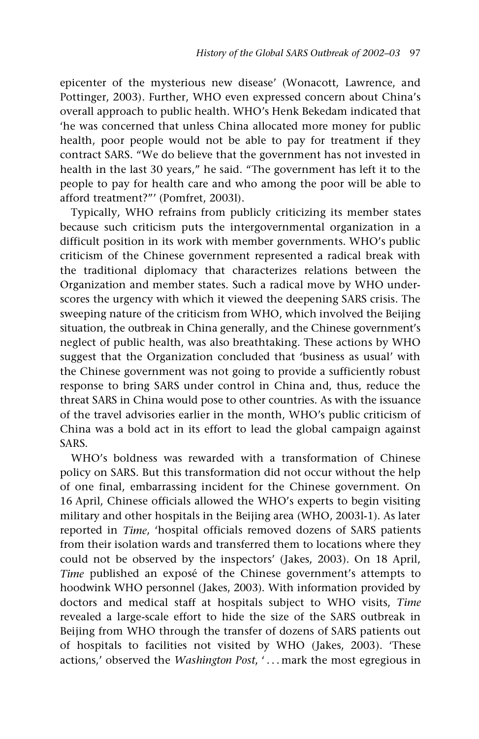epicenter of the mysterious new disease' (Wonacott, Lawrence, and Pottinger, 2003). Further, WHO even expressed concern about China's overall approach to public health. WHO's Henk Bekedam indicated that 'he was concerned that unless China allocated more money for public health, poor people would not be able to pay for treatment if they contract SARS. "We do believe that the government has not invested in health in the last 30 years," he said. "The government has left it to the people to pay for health care and who among the poor will be able to afford treatment?"' (Pomfret, 2003l).

Typically, WHO refrains from publicly criticizing its member states because such criticism puts the intergovernmental organization in a difficult position in its work with member governments. WHO's public criticism of the Chinese government represented a radical break with the traditional diplomacy that characterizes relations between the Organization and member states. Such a radical move by WHO underscores the urgency with which it viewed the deepening SARS crisis. The sweeping nature of the criticism from WHO, which involved the Beijing situation, the outbreak in China generally, and the Chinese government's neglect of public health, was also breathtaking. These actions by WHO suggest that the Organization concluded that 'business as usual' with the Chinese government was not going to provide a sufficiently robust response to bring SARS under control in China and, thus, reduce the threat SARS in China would pose to other countries. As with the issuance of the travel advisories earlier in the month, WHO's public criticism of China was a bold act in its effort to lead the global campaign against SARS.

WHO's boldness was rewarded with a transformation of Chinese policy on SARS. But this transformation did not occur without the help of one final, embarrassing incident for the Chinese government. On 16 April, Chinese officials allowed the WHO's experts to begin visiting military and other hospitals in the Beijing area (WHO, 2003l-1). As later reported in *Time*, 'hospital officials removed dozens of SARS patients from their isolation wards and transferred them to locations where they could not be observed by the inspectors' (Jakes, 2003). On 18 April, *Time* published an exposé of the Chinese government's attempts to hoodwink WHO personnel (Jakes, 2003). With information provided by doctors and medical staff at hospitals subject to WHO visits, *Time* revealed a large-scale effort to hide the size of the SARS outbreak in Beijing from WHO through the transfer of dozens of SARS patients out of hospitals to facilities not visited by WHO (Jakes, 2003). 'These actions,' observed the *Washington Post*, '...mark the most egregious in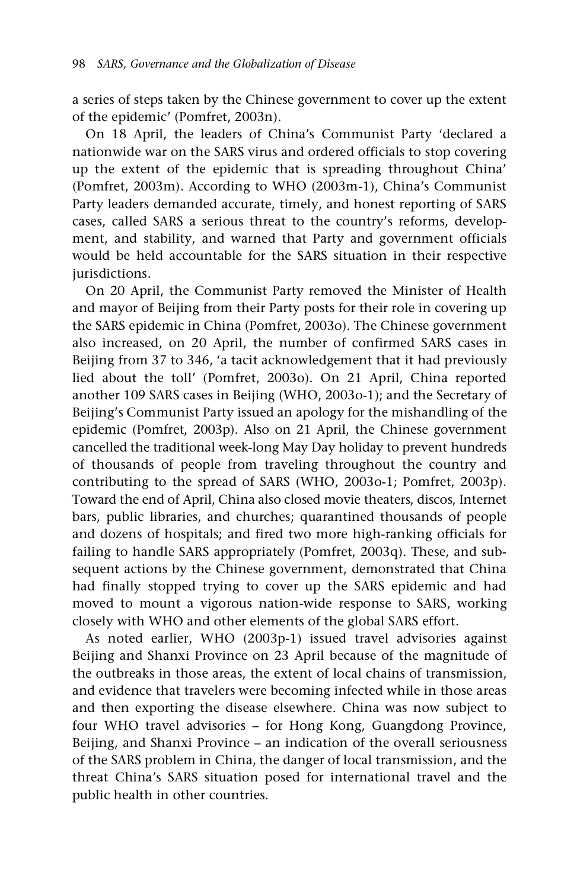a series of steps taken by the Chinese government to cover up the extent of the epidemic' (Pomfret, 2003n).

On 18 April, the leaders of China's Communist Party 'declared a nationwide war on the SARS virus and ordered officials to stop covering up the extent of the epidemic that is spreading throughout China' (Pomfret, 2003m). According to WHO (2003m-1), China's Communist Party leaders demanded accurate, timely, and honest reporting of SARS cases, called SARS a serious threat to the country's reforms, development, and stability, and warned that Party and government officials would be held accountable for the SARS situation in their respective jurisdictions.

On 20 April, the Communist Party removed the Minister of Health and mayor of Beijing from their Party posts for their role in covering up the SARS epidemic in China (Pomfret, 2003o). The Chinese government also increased, on 20 April, the number of confirmed SARS cases in Beijing from 37 to 346, 'a tacit acknowledgement that it had previously lied about the toll' (Pomfret, 2003o). On 21 April, China reported another 109 SARS cases in Beijing (WHO, 2003o-1); and the Secretary of Beijing's Communist Party issued an apology for the mishandling of the epidemic (Pomfret, 2003p). Also on 21 April, the Chinese government cancelled the traditional week-long May Day holiday to prevent hundreds of thousands of people from traveling throughout the country and contributing to the spread of SARS (WHO, 2003o-1; Pomfret, 2003p). Toward the end of April, China also closed movie theaters, discos, Internet bars, public libraries, and churches; quarantined thousands of people and dozens of hospitals; and fired two more high-ranking officials for failing to handle SARS appropriately (Pomfret, 2003q). These, and subsequent actions by the Chinese government, demonstrated that China had finally stopped trying to cover up the SARS epidemic and had moved to mount a vigorous nation-wide response to SARS, working closely with WHO and other elements of the global SARS effort.

As noted earlier, WHO (2003p-1) issued travel advisories against Beijing and Shanxi Province on 23 April because of the magnitude of the outbreaks in those areas, the extent of local chains of transmission, and evidence that travelers were becoming infected while in those areas and then exporting the disease elsewhere. China was now subject to four WHO travel advisories – for Hong Kong, Guangdong Province, Beijing, and Shanxi Province – an indication of the overall seriousness of the SARS problem in China, the danger of local transmission, and the threat China's SARS situation posed for international travel and the public health in other countries.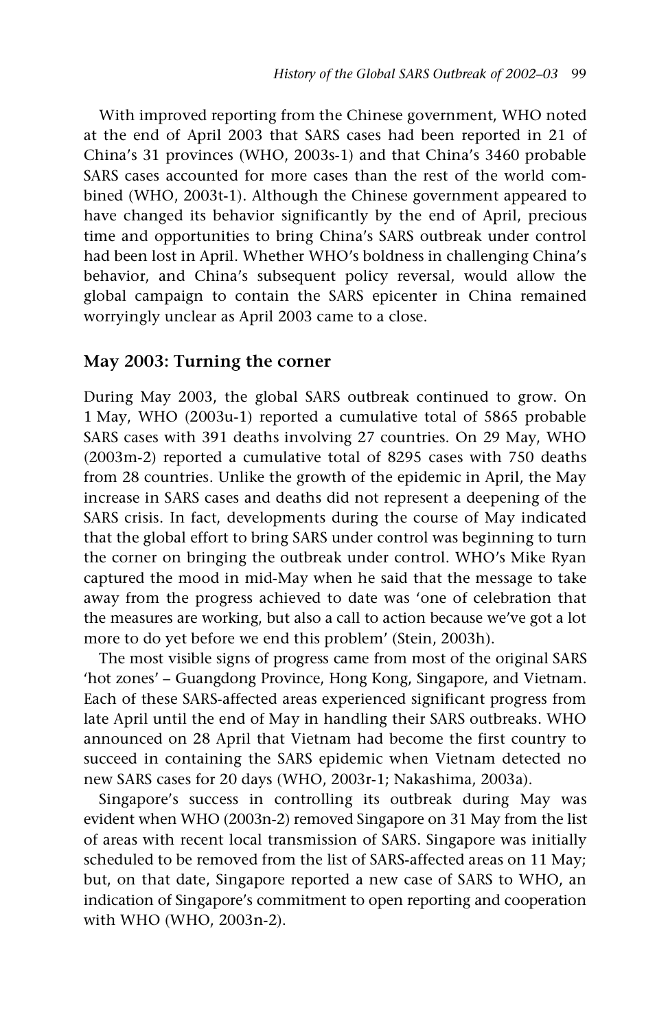With improved reporting from the Chinese government, WHO noted at the end of April 2003 that SARS cases had been reported in 21 of China's 31 provinces (WHO, 2003s-1) and that China's 3460 probable SARS cases accounted for more cases than the rest of the world combined (WHO, 2003t-1). Although the Chinese government appeared to have changed its behavior significantly by the end of April, precious time and opportunities to bring China's SARS outbreak under control had been lost in April. Whether WHO's boldness in challenging China's behavior, and China's subsequent policy reversal, would allow the global campaign to contain the SARS epicenter in China remained worryingly unclear as April 2003 came to a close.

## May 2003: Turning the corner

During May 2003, the global SARS outbreak continued to grow. On 1 May, WHO (2003u-1) reported a cumulative total of 5865 probable SARS cases with 391 deaths involving 27 countries. On 29 May, WHO (2003m-2) reported a cumulative total of 8295 cases with 750 deaths from 28 countries. Unlike the growth of the epidemic in April, the May increase in SARS cases and deaths did not represent a deepening of the SARS crisis. In fact, developments during the course of May indicated that the global effort to bring SARS under control was beginning to turn the corner on bringing the outbreak under control. WHO's Mike Ryan captured the mood in mid-May when he said that the message to take away from the progress achieved to date was 'one of celebration that the measures are working, but also a call to action because we've got a lot more to do yet before we end this problem' (Stein, 2003h).

The most visible signs of progress came from most of the original SARS 'hot zones' – Guangdong Province, Hong Kong, Singapore, and Vietnam. Each of these SARS-affected areas experienced significant progress from late April until the end of May in handling their SARS outbreaks. WHO announced on 28 April that Vietnam had become the first country to succeed in containing the SARS epidemic when Vietnam detected no new SARS cases for 20 days (WHO, 2003r-1; Nakashima, 2003a).

Singapore's success in controlling its outbreak during May was evident when WHO (2003n-2) removed Singapore on 31 May from the list of areas with recent local transmission of SARS. Singapore was initially scheduled to be removed from the list of SARS-affected areas on 11 May; but, on that date, Singapore reported a new case of SARS to WHO, an indication of Singapore's commitment to open reporting and cooperation with WHO (WHO, 2003n-2).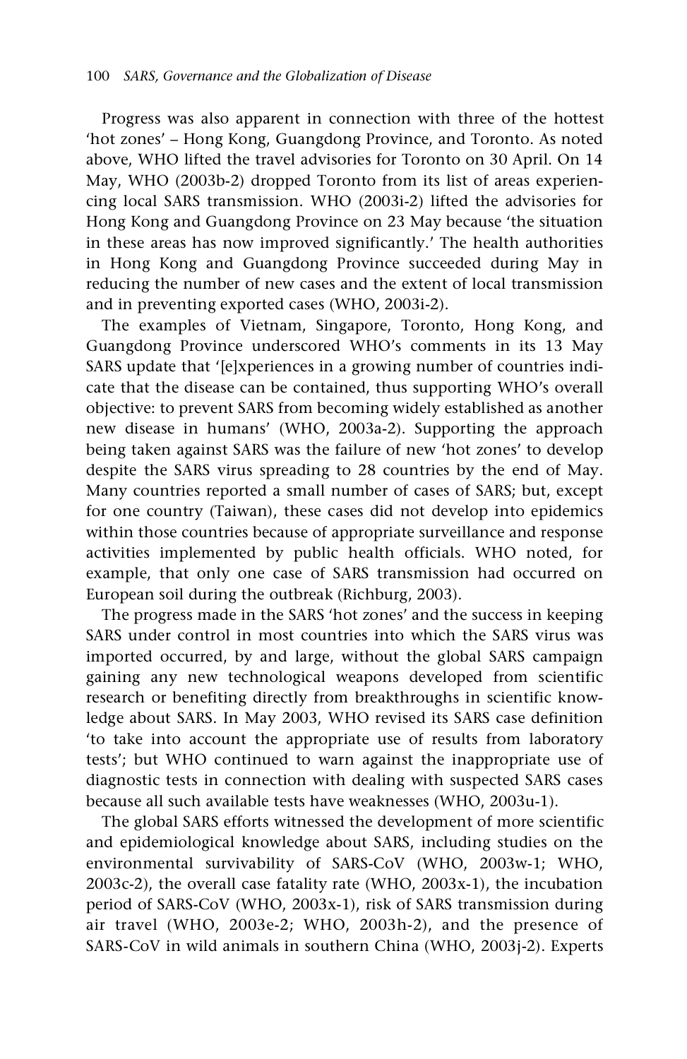Progress was also apparent in connection with three of the hottest 'hot zones' – Hong Kong, Guangdong Province, and Toronto. As noted above, WHO lifted the travel advisories for Toronto on 30 April. On 14 May, WHO (2003b-2) dropped Toronto from its list of areas experiencing local SARS transmission. WHO (2003i-2) lifted the advisories for Hong Kong and Guangdong Province on 23 May because 'the situation in these areas has now improved significantly.' The health authorities in Hong Kong and Guangdong Province succeeded during May in reducing the number of new cases and the extent of local transmission and in preventing exported cases (WHO, 2003i-2).

The examples of Vietnam, Singapore, Toronto, Hong Kong, and Guangdong Province underscored WHO's comments in its 13 May SARS update that '[e]xperiences in a growing number of countries indicate that the disease can be contained, thus supporting WHO's overall objective: to prevent SARS from becoming widely established as another new disease in humans' (WHO, 2003a-2). Supporting the approach being taken against SARS was the failure of new 'hot zones' to develop despite the SARS virus spreading to 28 countries by the end of May. Many countries reported a small number of cases of SARS; but, except for one country (Taiwan), these cases did not develop into epidemics within those countries because of appropriate surveillance and response activities implemented by public health officials. WHO noted, for example, that only one case of SARS transmission had occurred on European soil during the outbreak (Richburg, 2003).

The progress made in the SARS 'hot zones' and the success in keeping SARS under control in most countries into which the SARS virus was imported occurred, by and large, without the global SARS campaign gaining any new technological weapons developed from scientific research or benefiting directly from breakthroughs in scientific knowledge about SARS. In May 2003, WHO revised its SARS case definition 'to take into account the appropriate use of results from laboratory tests'; but WHO continued to warn against the inappropriate use of diagnostic tests in connection with dealing with suspected SARS cases because all such available tests have weaknesses (WHO, 2003u-1).

The global SARS efforts witnessed the development of more scientific and epidemiological knowledge about SARS, including studies on the environmental survivability of SARS-CoV (WHO, 2003w-1; WHO, 2003c-2), the overall case fatality rate (WHO, 2003x-1), the incubation period of SARS-CoV (WHO, 2003x-1), risk of SARS transmission during air travel (WHO, 2003e-2; WHO, 2003h-2), and the presence of SARS-CoV in wild animals in southern China (WHO, 2003j-2). Experts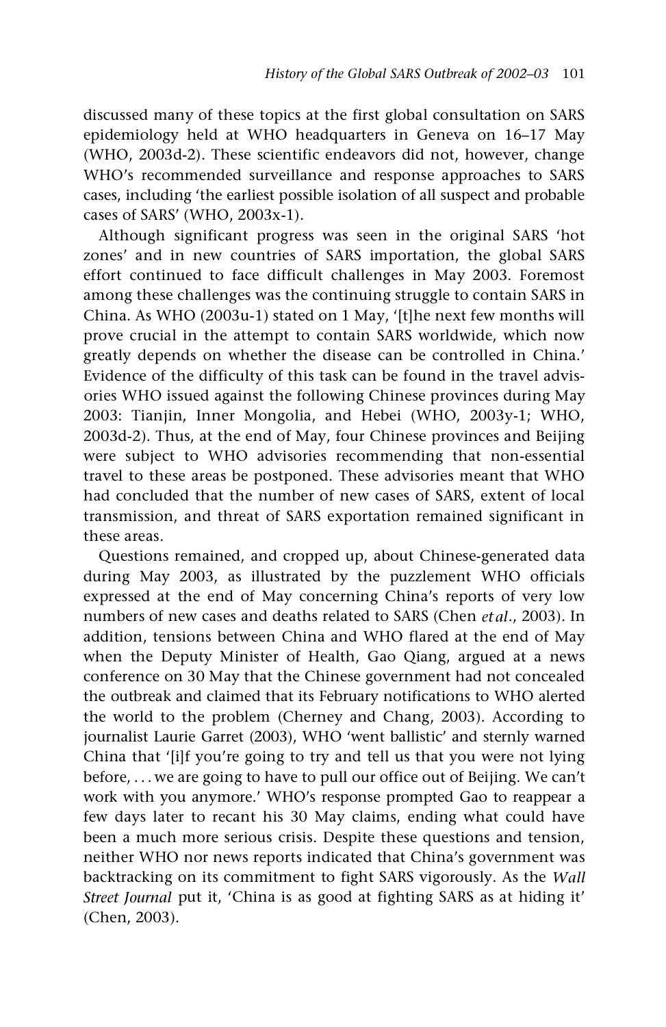discussed many of these topics at the first global consultation on SARS epidemiology held at WHO headquarters in Geneva on 16–17 May (WHO, 2003d-2). These scientific endeavors did not, however, change WHO's recommended surveillance and response approaches to SARS cases, including 'the earliest possible isolation of all suspect and probable cases of SARS' (WHO, 2003x-1).

Although significant progress was seen in the original SARS 'hot zones' and in new countries of SARS importation, the global SARS effort continued to face difficult challenges in May 2003. Foremost among these challenges was the continuing struggle to contain SARS in China. As WHO (2003u-1) stated on 1 May, '[t]he next few months will prove crucial in the attempt to contain SARS worldwide, which now greatly depends on whether the disease can be controlled in China.' Evidence of the difficulty of this task can be found in the travel advisories WHO issued against the following Chinese provinces during May 2003: Tianjin, Inner Mongolia, and Hebei (WHO, 2003y-1; WHO, 2003d-2). Thus, at the end of May, four Chinese provinces and Beijing were subject to WHO advisories recommending that non-essential travel to these areas be postponed. These advisories meant that WHO had concluded that the number of new cases of SARS, extent of local transmission, and threat of SARS exportation remained significant in these areas.

Questions remained, and cropped up, about Chinese-generated data during May 2003, as illustrated by the puzzlement WHO officials expressed at the end of May concerning China's reports of very low numbers of new cases and deaths related to SARS (Chen *et al*., 2003). In addition, tensions between China and WHO flared at the end of May when the Deputy Minister of Health, Gao Qiang, argued at a news conference on 30 May that the Chinese government had not concealed the outbreak and claimed that its February notifications to WHO alerted the world to the problem (Cherney and Chang, 2003). According to journalist Laurie Garret (2003), WHO 'went ballistic' and sternly warned China that '[i]f you're going to try and tell us that you were not lying before, ... we are going to have to pull our office out of Beijing. We can't work with you anymore.' WHO's response prompted Gao to reappear a few days later to recant his 30 May claims, ending what could have been a much more serious crisis. Despite these questions and tension, neither WHO nor news reports indicated that China's government was backtracking on its commitment to fight SARS vigorously. As the *Wall Street Journal* put it, 'China is as good at fighting SARS as at hiding it' (Chen, 2003).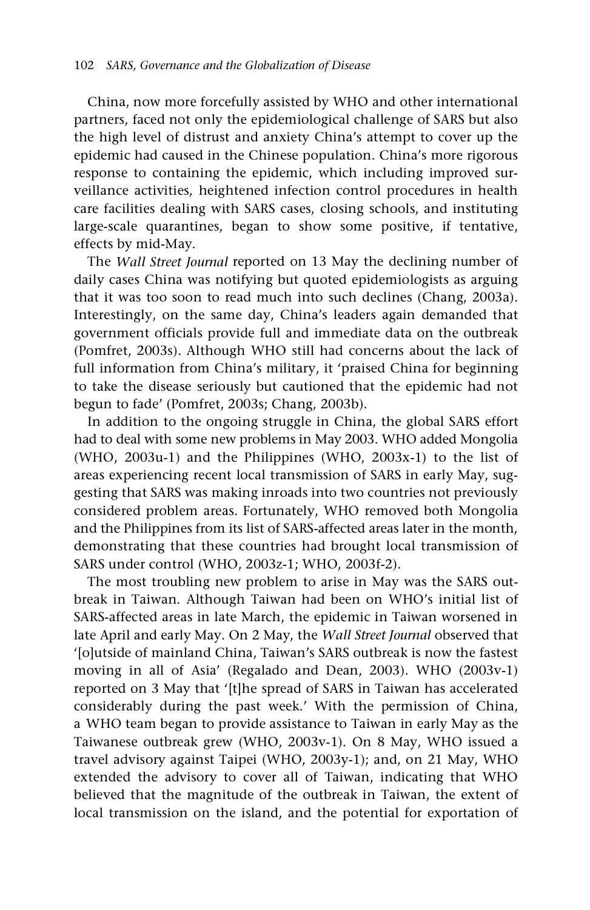China, now more forcefully assisted by WHO and other international partners, faced not only the epidemiological challenge of SARS but also the high level of distrust and anxiety China's attempt to cover up the epidemic had caused in the Chinese population. China's more rigorous response to containing the epidemic, which including improved surveillance activities, heightened infection control procedures in health care facilities dealing with SARS cases, closing schools, and instituting large-scale quarantines, began to show some positive, if tentative, effects by mid-May.

The *Wall Street Journal* reported on 13 May the declining number of daily cases China was notifying but quoted epidemiologists as arguing that it was too soon to read much into such declines (Chang, 2003a). Interestingly, on the same day, China's leaders again demanded that government officials provide full and immediate data on the outbreak (Pomfret, 2003s). Although WHO still had concerns about the lack of full information from China's military, it 'praised China for beginning to take the disease seriously but cautioned that the epidemic had not begun to fade' (Pomfret, 2003s; Chang, 2003b).

In addition to the ongoing struggle in China, the global SARS effort had to deal with some new problems in May 2003. WHO added Mongolia (WHO, 2003u-1) and the Philippines (WHO, 2003x-1) to the list of areas experiencing recent local transmission of SARS in early May, suggesting that SARS was making inroads into two countries not previously considered problem areas. Fortunately, WHO removed both Mongolia and the Philippines from its list of SARS-affected areas later in the month, demonstrating that these countries had brought local transmission of SARS under control (WHO, 2003z-1; WHO, 2003f-2).

The most troubling new problem to arise in May was the SARS outbreak in Taiwan. Although Taiwan had been on WHO's initial list of SARS-affected areas in late March, the epidemic in Taiwan worsened in late April and early May. On 2 May, the *Wall Street Journal* observed that '[o]utside of mainland China, Taiwan's SARS outbreak is now the fastest moving in all of Asia' (Regalado and Dean, 2003). WHO (2003v-1) reported on 3 May that '[t]he spread of SARS in Taiwan has accelerated considerably during the past week.' With the permission of China, a WHO team began to provide assistance to Taiwan in early May as the Taiwanese outbreak grew (WHO, 2003v-1). On 8 May, WHO issued a travel advisory against Taipei (WHO, 2003y-1); and, on 21 May, WHO extended the advisory to cover all of Taiwan, indicating that WHO believed that the magnitude of the outbreak in Taiwan, the extent of local transmission on the island, and the potential for exportation of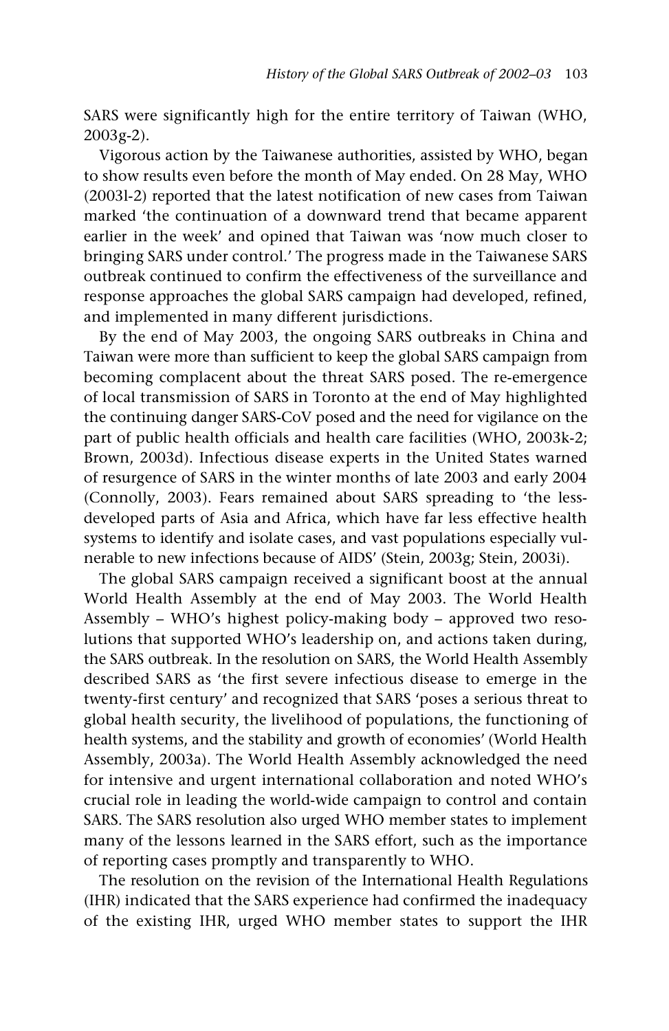SARS were significantly high for the entire territory of Taiwan (WHO, 2003g-2).

Vigorous action by the Taiwanese authorities, assisted by WHO, began to show results even before the month of May ended. On 28 May, WHO (2003l-2) reported that the latest notification of new cases from Taiwan marked 'the continuation of a downward trend that became apparent earlier in the week' and opined that Taiwan was 'now much closer to bringing SARS under control.' The progress made in the Taiwanese SARS outbreak continued to confirm the effectiveness of the surveillance and response approaches the global SARS campaign had developed, refined, and implemented in many different jurisdictions.

By the end of May 2003, the ongoing SARS outbreaks in China and Taiwan were more than sufficient to keep the global SARS campaign from becoming complacent about the threat SARS posed. The re-emergence of local transmission of SARS in Toronto at the end of May highlighted the continuing danger SARS-CoV posed and the need for vigilance on the part of public health officials and health care facilities (WHO, 2003k-2; Brown, 2003d). Infectious disease experts in the United States warned of resurgence of SARS in the winter months of late 2003 and early 2004 (Connolly, 2003). Fears remained about SARS spreading to 'the less-developed parts of Asia and Africa, which have far less effective health systems to identify and isolate cases, and vast populations especially vulnerable to new infections because of AIDS' (Stein, 2003g; Stein, 2003i).

The global SARS campaign received a significant boost at the annual World Health Assembly at the end of May 2003. The World Health Assembly – WHO's highest policy-making body – approved two resolutions that supported WHO's leadership on, and actions taken during, the SARS outbreak. In the resolution on SARS, the World Health Assembly described SARS as 'the first severe infectious disease to emerge in the twenty-first century' and recognized that SARS 'poses a serious threat to global health security, the livelihood of populations, the functioning of health systems, and the stability and growth of economies' (World Health Assembly, 2003a). The World Health Assembly acknowledged the need for intensive and urgent international collaboration and noted WHO's crucial role in leading the world-wide campaign to control and contain SARS. The SARS resolution also urged WHO member states to implement many of the lessons learned in the SARS effort, such as the importance of reporting cases promptly and transparently to WHO.

The resolution on the revision of the International Health Regulations (IHR) indicated that the SARS experience had confirmed the inadequacy of the existing IHR, urged WHO member states to support the IHR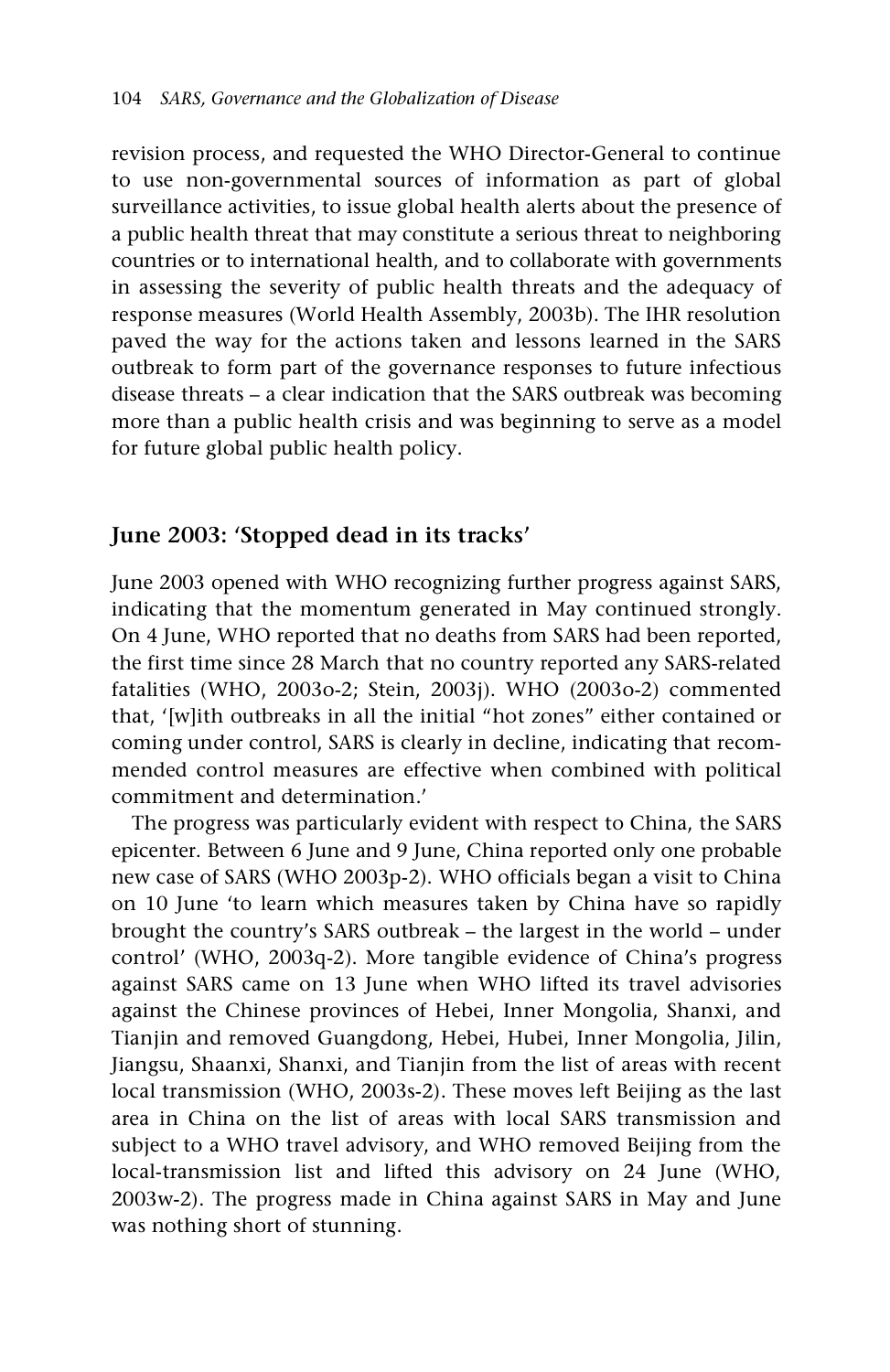revision process, and requested the WHO Director-General to continue to use non-governmental sources of information as part of global surveillance activities, to issue global health alerts about the presence of a public health threat that may constitute a serious threat to neighboring countries or to international health, and to collaborate with governments in assessing the severity of public health threats and the adequacy of response measures (World Health Assembly, 2003b). The IHR resolution paved the way for the actions taken and lessons learned in the SARS outbreak to form part of the governance responses to future infectious disease threats – a clear indication that the SARS outbreak was becoming more than a public health crisis and was beginning to serve as a model for future global public health policy.

## June 2003: 'Stopped dead in its tracks'

June 2003 opened with WHO recognizing further progress against SARS, indicating that the momentum generated in May continued strongly. On 4 June, WHO reported that no deaths from SARS had been reported, the first time since 28 March that no country reported any SARS-related fatalities (WHO, 2003o-2; Stein, 2003j). WHO (2003o-2) commented that, '[w]ith outbreaks in all the initial "hot zones" either contained or coming under control, SARS is clearly in decline, indicating that recommended control measures are effective when combined with political commitment and determination.'

The progress was particularly evident with respect to China, the SARS epicenter. Between 6 June and 9 June, China reported only one probable new case of SARS (WHO 2003p-2). WHO officials began a visit to China on 10 June 'to learn which measures taken by China have so rapidly brought the country's SARS outbreak – the largest in the world – under control' (WHO, 2003q-2). More tangible evidence of China's progress against SARS came on 13 June when WHO lifted its travel advisories against the Chinese provinces of Hebei, Inner Mongolia, Shanxi, and Tianjin and removed Guangdong, Hebei, Hubei, Inner Mongolia, Jilin, Jiangsu, Shaanxi, Shanxi, and Tianjin from the list of areas with recent local transmission (WHO, 2003s-2). These moves left Beijing as the last area in China on the list of areas with local SARS transmission and subject to a WHO travel advisory, and WHO removed Beijing from the local-transmission list and lifted this advisory on 24 June (WHO, 2003w-2). The progress made in China against SARS in May and June was nothing short of stunning.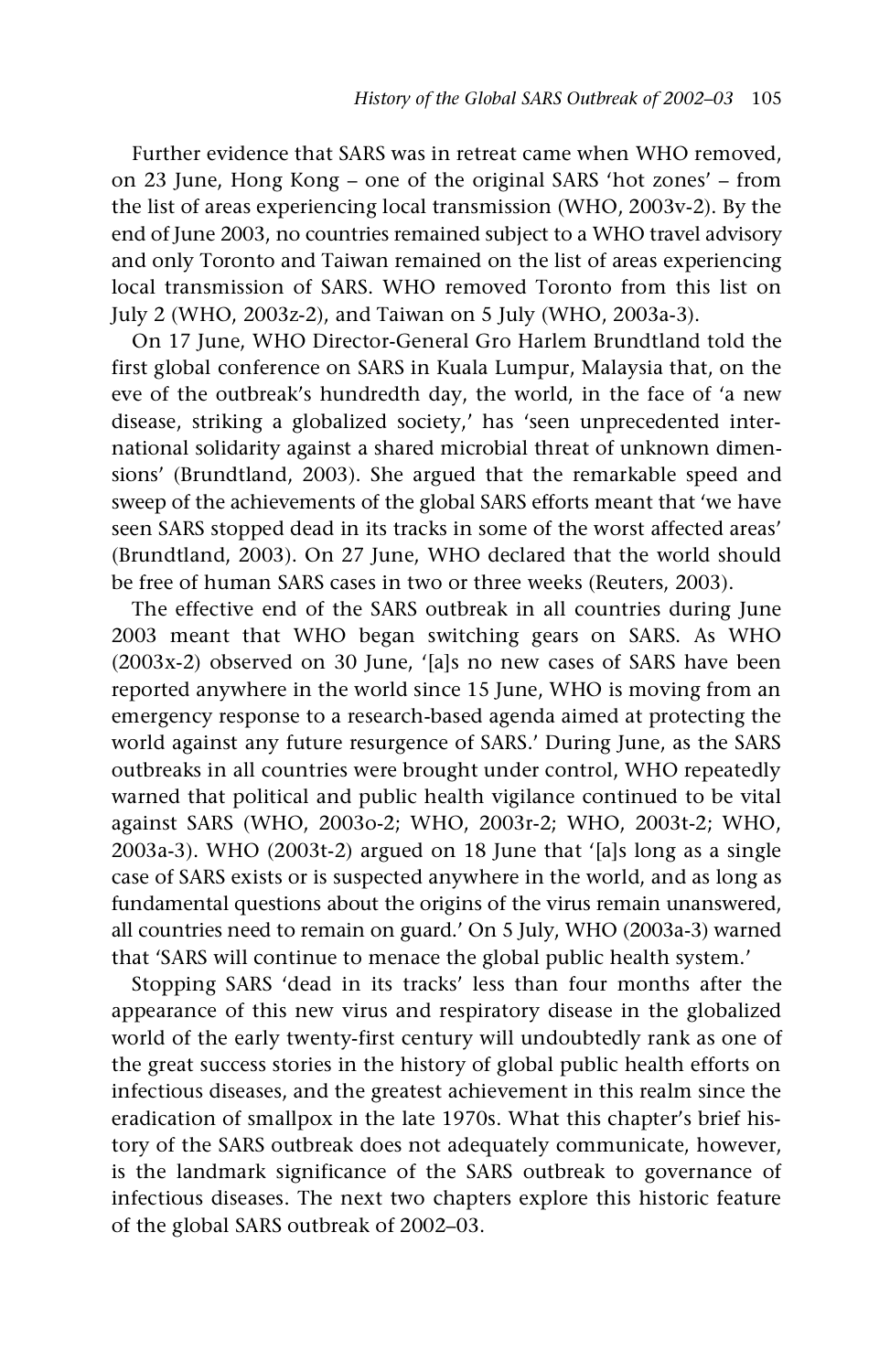Further evidence that SARS was in retreat came when WHO removed, on 23 June, Hong Kong – one of the original SARS 'hot zones' – from the list of areas experiencing local transmission (WHO, 2003v-2). By the end of June 2003, no countries remained subject to a WHO travel advisory and only Toronto and Taiwan remained on the list of areas experiencing local transmission of SARS. WHO removed Toronto from this list on July 2 (WHO, 2003z-2), and Taiwan on 5 July (WHO, 2003a-3).

On 17 June, WHO Director-General Gro Harlem Brundtland told the first global conference on SARS in Kuala Lumpur, Malaysia that, on the eve of the outbreak's hundredth day, the world, in the face of 'a new disease, striking a globalized society,' has 'seen unprecedented international solidarity against a shared microbial threat of unknown dimensions' (Brundtland, 2003). She argued that the remarkable speed and sweep of the achievements of the global SARS efforts meant that 'we have seen SARS stopped dead in its tracks in some of the worst affected areas' (Brundtland, 2003). On 27 June, WHO declared that the world should be free of human SARS cases in two or three weeks (Reuters, 2003).

The effective end of the SARS outbreak in all countries during June 2003 meant that WHO began switching gears on SARS. As WHO (2003x-2) observed on 30 June, '[a]s no new cases of SARS have been reported anywhere in the world since 15 June, WHO is moving from an emergency response to a research-based agenda aimed at protecting the world against any future resurgence of SARS.' During June, as the SARS outbreaks in all countries were brought under control, WHO repeatedly warned that political and public health vigilance continued to be vital against SARS (WHO, 2003o-2; WHO, 2003r-2; WHO, 2003t-2; WHO, 2003a-3). WHO (2003t-2) argued on 18 June that '[a]s long as a single case of SARS exists or is suspected anywhere in the world, and as long as fundamental questions about the origins of the virus remain unanswered, all countries need to remain on guard.' On 5 July, WHO (2003a-3) warned that 'SARS will continue to menace the global public health system.'

Stopping SARS 'dead in its tracks' less than four months after the appearance of this new virus and respiratory disease in the globalized world of the early twenty-first century will undoubtedly rank as one of the great success stories in the history of global public health efforts on infectious diseases, and the greatest achievement in this realm since the eradication of smallpox in the late 1970s. What this chapter's brief history of the SARS outbreak does not adequately communicate, however, is the landmark significance of the SARS outbreak to governance of infectious diseases. The next two chapters explore this historic feature of the global SARS outbreak of 2002–03.